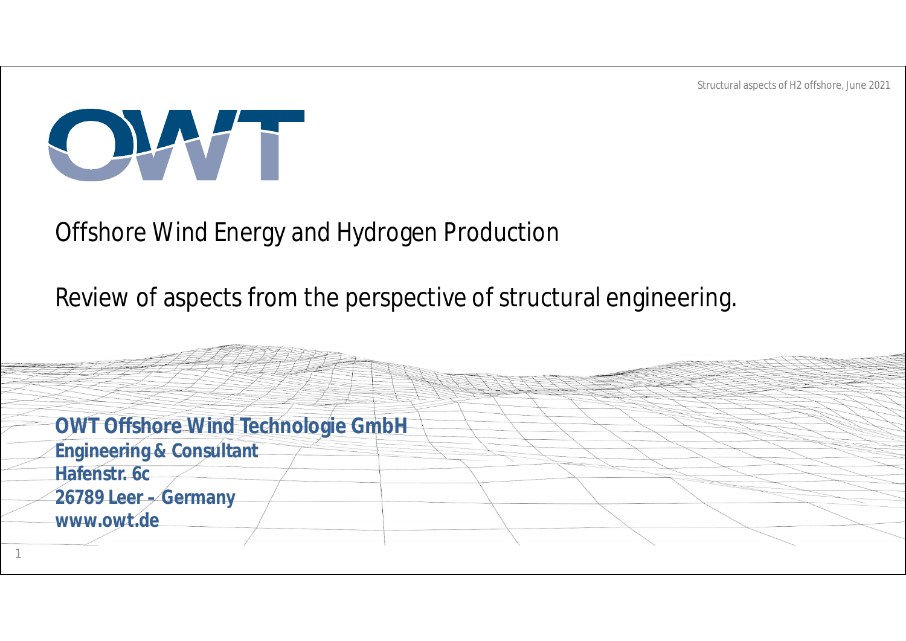# Offshore Wind Energy and Hydrogen Production

## Review of aspects from the perspective of structural engineering.

**OWT Offshore Wind Technologie GmbH**
**Engineering & Consultant**
**Hafenstr. 6c**
**26789 Leer – Germany**
**www.owt.de**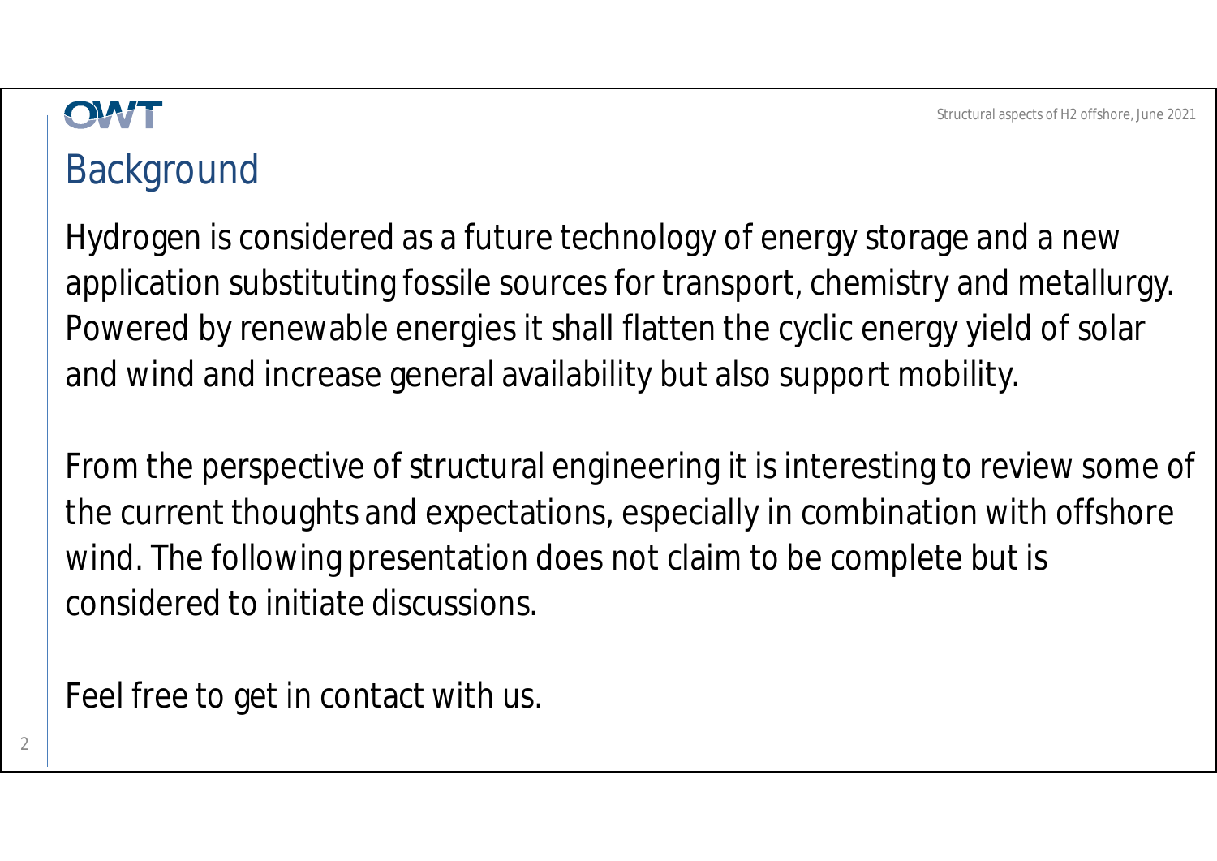# Background

Hydrogen is considered as a future technology of energy storage and a new application substituting fossile sources for transport, chemistry and metallurgy. Powered by renewable energies it shall flatten the cyclic energy yield of solar and wind and increase general availability but also support mobility.

From the perspective of structural engineering it is interesting to review some of the current thoughts and expectations, especially in combination with offshore wind. The following presentation does not claim to be complete but is considered to initiate discussions.

Feel free to get in contact with us.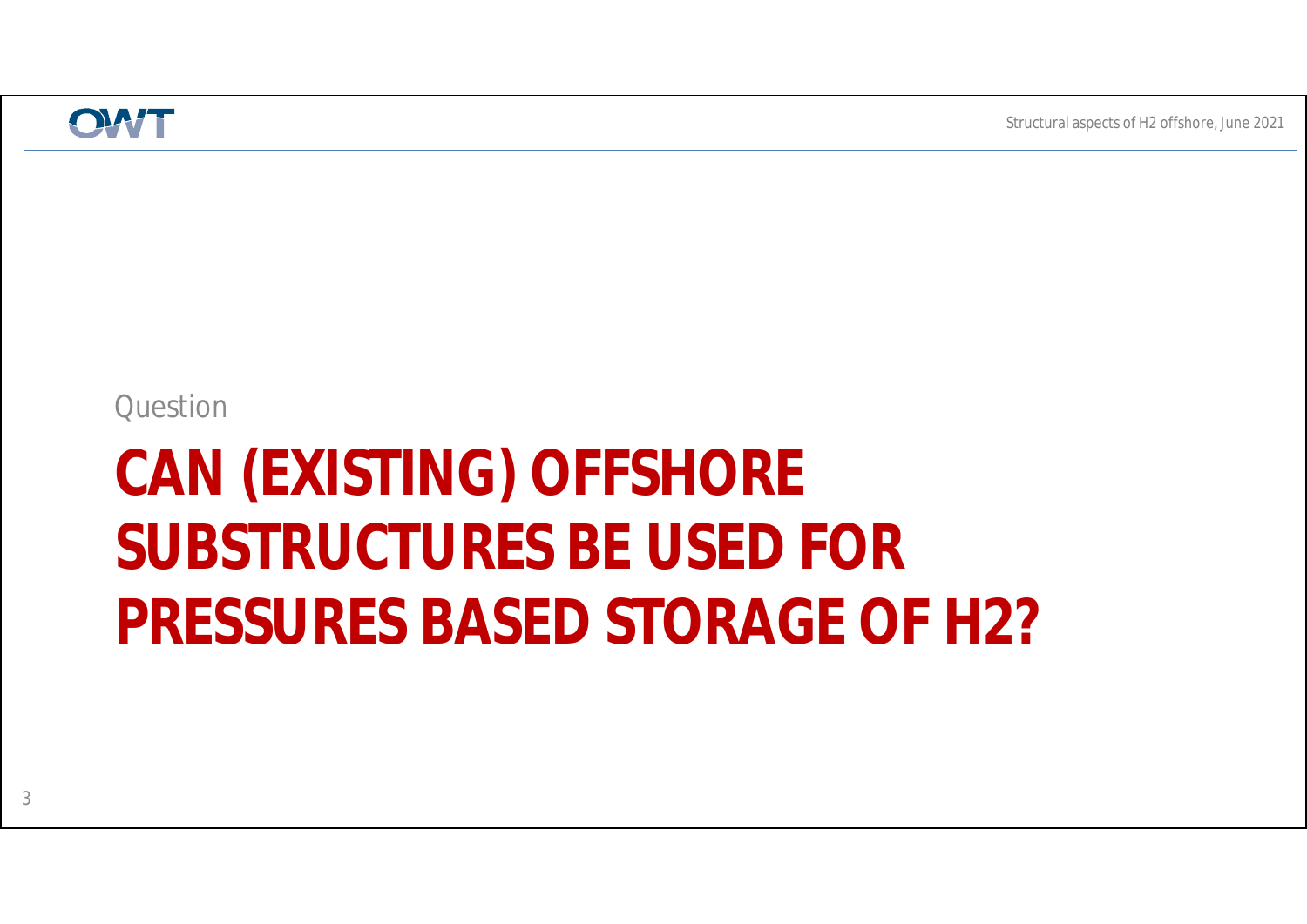Question

# CAN (EXISTING) OFFSHORE SUBSTRUCTURES BE USED FOR PRESSURES BASED STORAGE OF H2?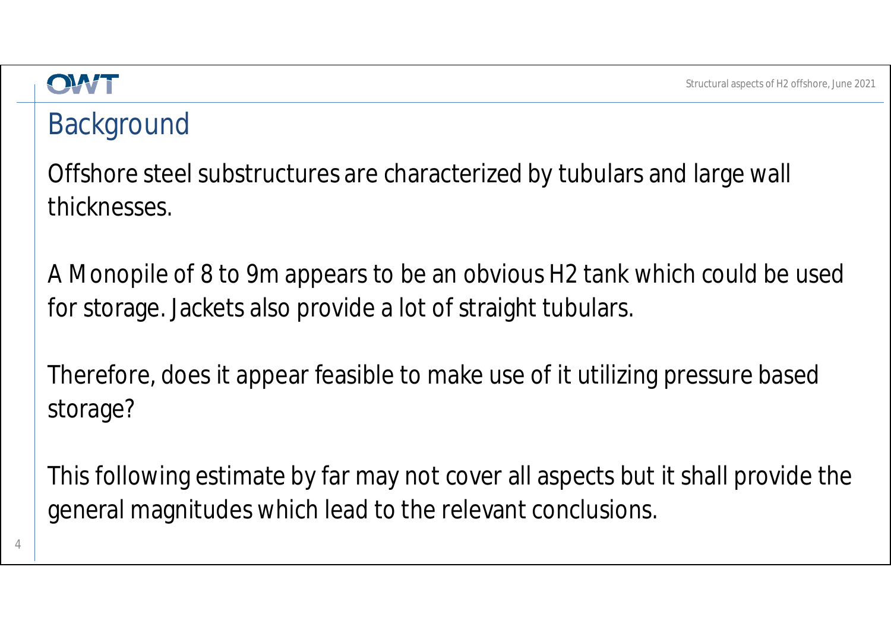## Background

Offshore steel substructures are characterized by tubulars and large wall thicknesses.

A Monopile of 8 to 9m appears to be an obvious H2 tank which could be used for storage. Jackets also provide a lot of straight tubulars.

Therefore, does it appear feasible to make use of it utilizing pressure based storage?

This following estimate by far may not cover all aspects but it shall provide the general magnitudes which lead to the relevant conclusions.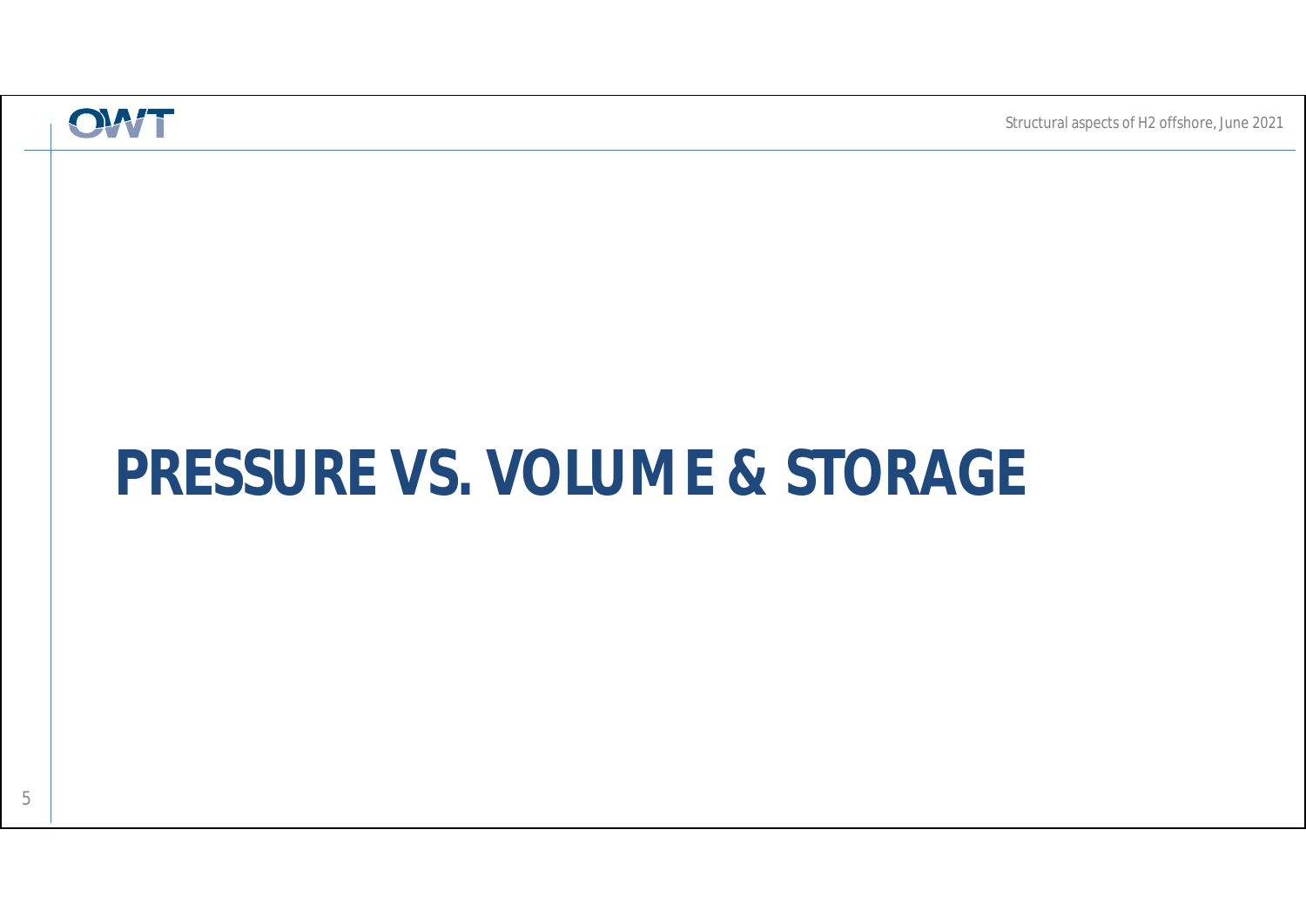# PRESSURE VS. VOLUME & STORAGE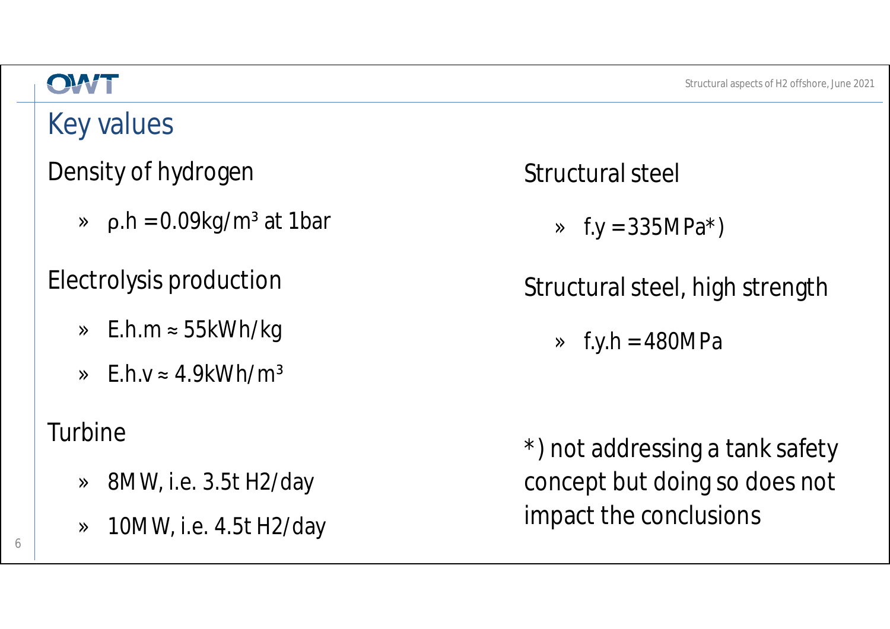# Key values

## Density of hydrogen

- $\rho.h = 0.09 kg/m^3$ at 1bar

## Electrolysis production

- $E.h.m \approx 55 kWh/kg$
- $E.h.v \approx 4.9 kWh/m^3$

## Turbine

- 8MW, i.e. 3.5t H2/day
- 10MW, i.e. 4.5t H2/day

## Structural steel

- $f.y = 335 MPa$*)

## Structural steel, high strength

- $f.y.h = 480 MPa$

*) not addressing a tank safety concept but doing so does not impact the conclusions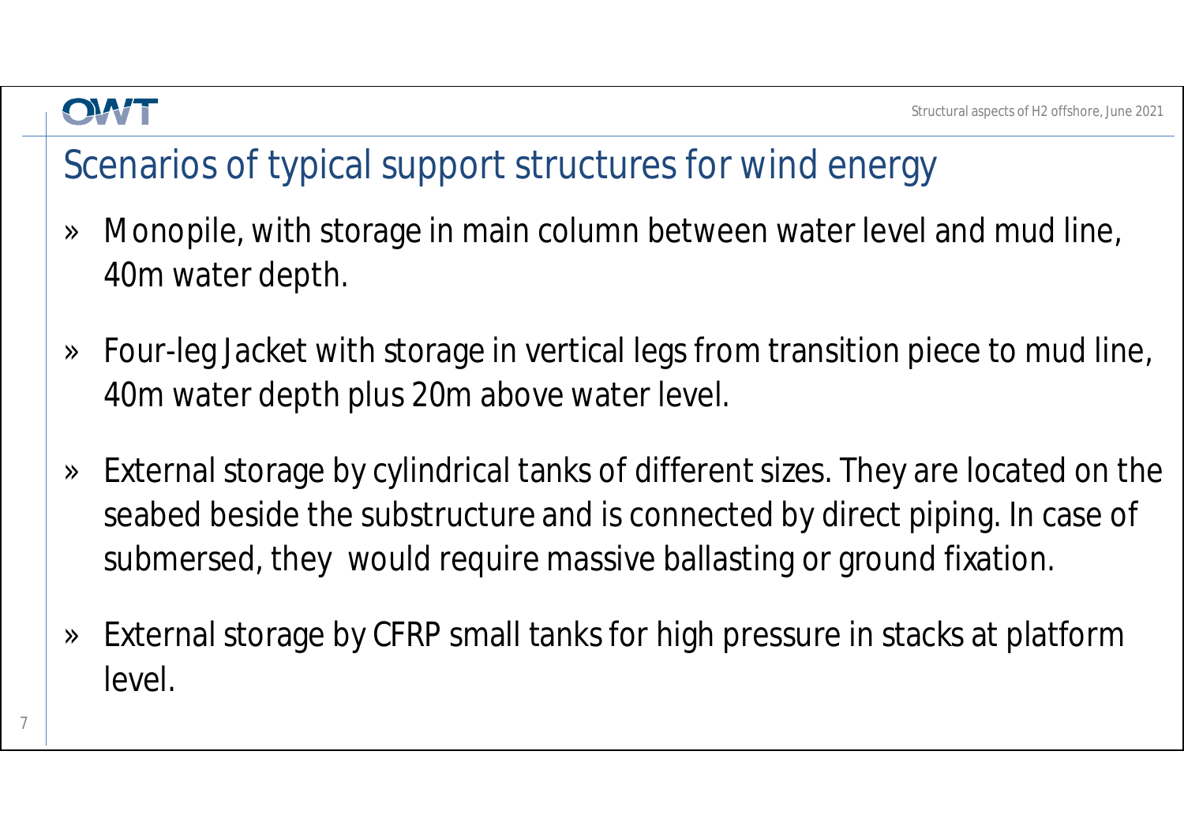## Scenarios of typical support structures for wind energy

- Monopile, with storage in main column between water level and mud line, 40m water depth.
- Four-leg Jacket with storage in vertical legs from transition piece to mud line, 40m water depth plus 20m above water level.
- External storage by cylindrical tanks of different sizes. They are located on the seabed beside the substructure and is connected by direct piping. In case of submersed, they would require massive ballasting or ground fixation.
- External storage by CFRP small tanks for high pressure in stacks at platform level.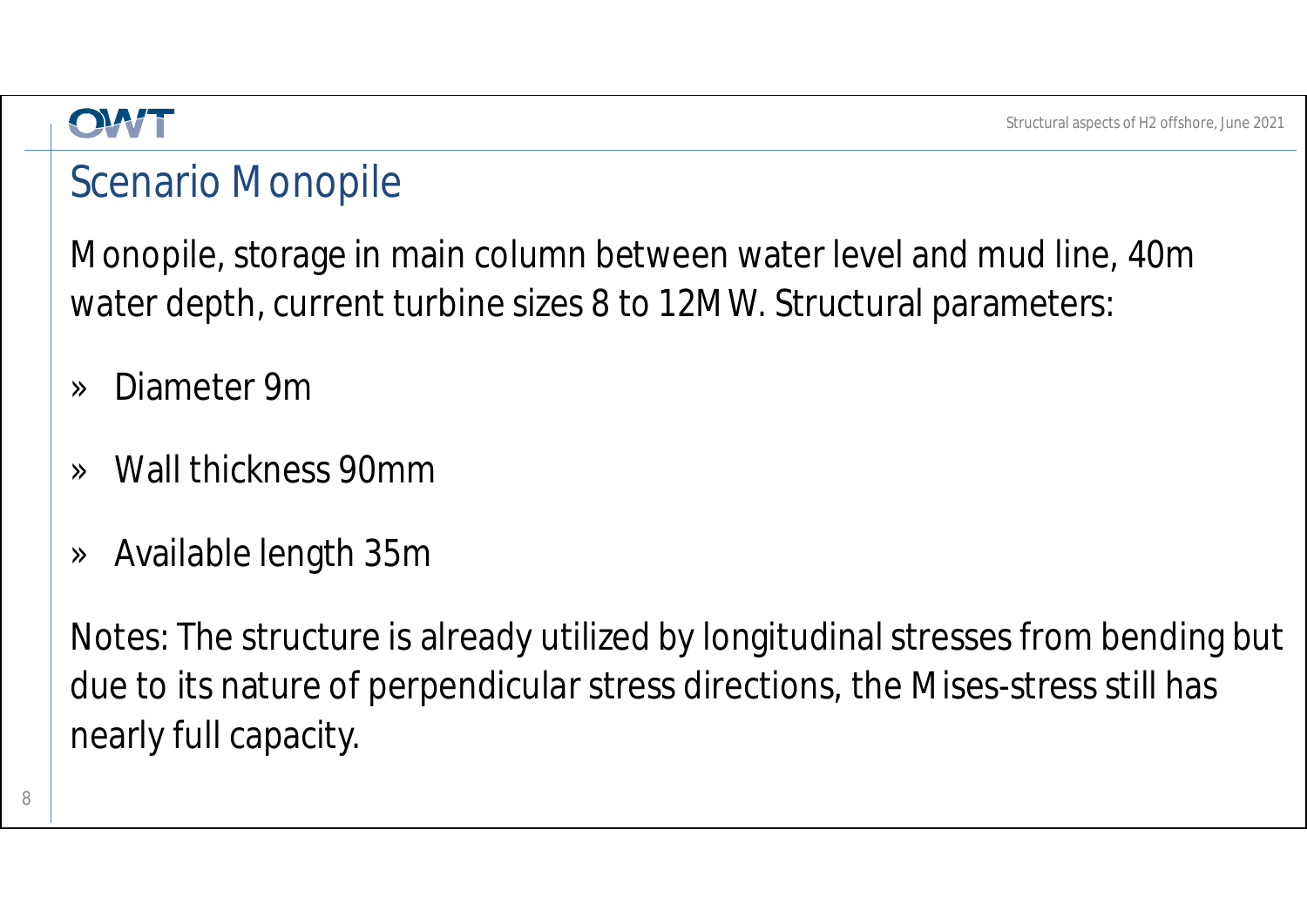## Scenario Monopile

Monopile, storage in main column between water level and mud line, 40m water depth, current turbine sizes 8 to 12MW. Structural parameters:

- Diameter 9m
- Wall thickness 90mm
- Available length 35m

Notes: The structure is already utilized by longitudinal stresses from bending but due to its nature of perpendicular stress directions, the Mises-stress still has nearly full capacity.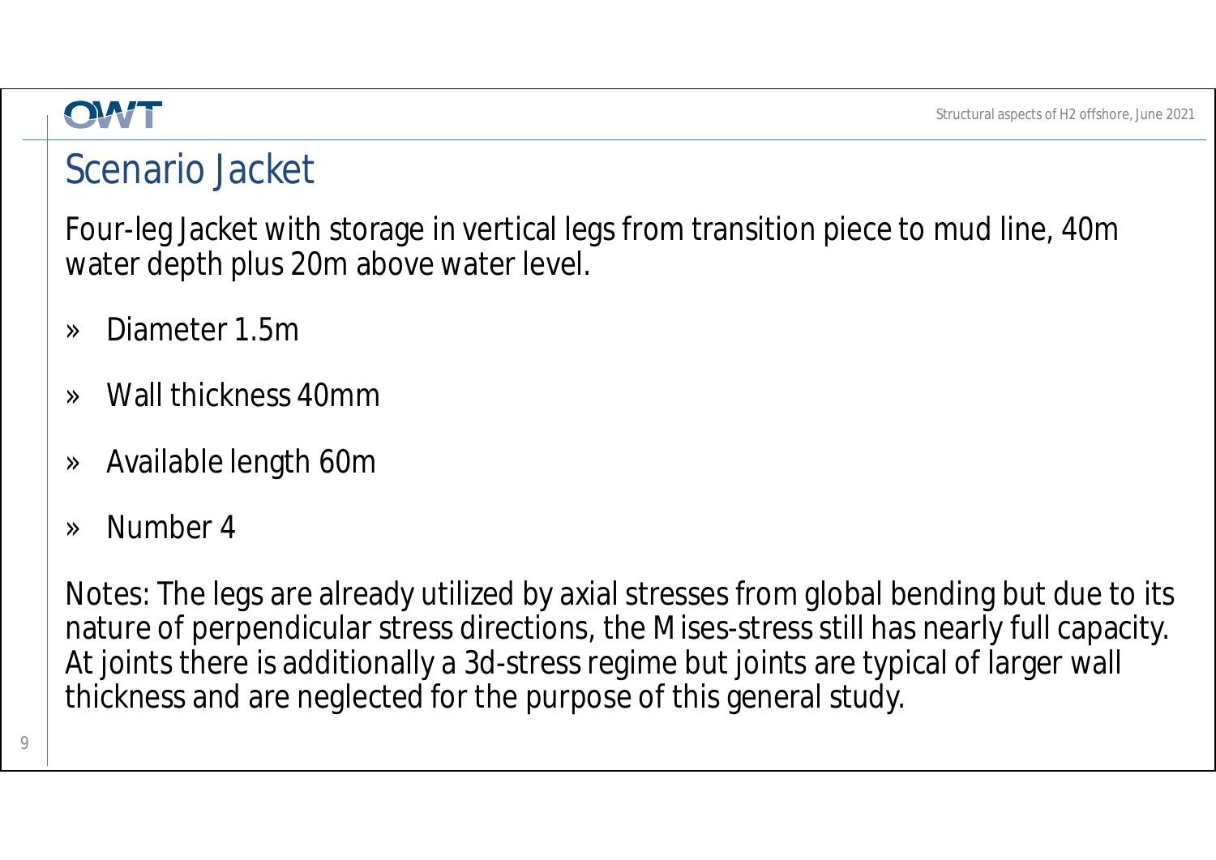# Scenario Jacket

Four-leg Jacket with storage in vertical legs from transition piece to mud line, 40m water depth plus 20m above water level.

- Diameter 1.5m
- Wall thickness 40mm
- Available length 60m
- Number 4

Notes: The legs are already utilized by axial stresses from global bending but due to its nature of perpendicular stress directions, the Mises-stress still has nearly full capacity. At joints there is additionally a 3d-stress regime but joints are typical of larger wall thickness and are neglected for the purpose of this general study.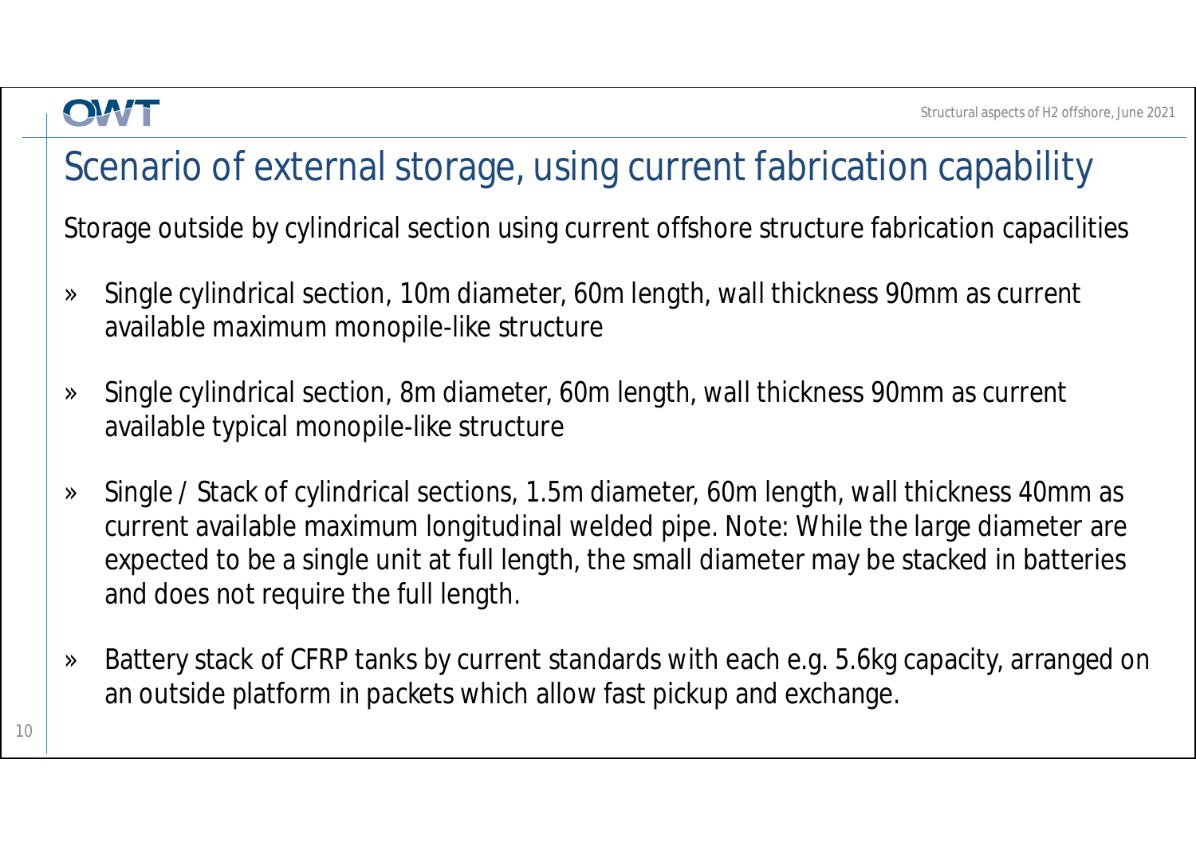# Scenario of external storage, using current fabrication capability

Storage outside by cylindrical section using current offshore structure fabrication capacilities

- Single cylindrical section, 10m diameter, 60m length, wall thickness 90mm as current available maximum monopile-like structure
- Single cylindrical section, 8m diameter, 60m length, wall thickness 90mm as current available typical monopile-like structure
- Single / Stack of cylindrical sections, 1.5m diameter, 60m length, wall thickness 40mm as current available maximum longitudinal welded pipe. Note: While the large diameter are expected to be a single unit at full length, the small diameter may be stacked in batteries and does not require the full length.
- Battery stack of CFRP tanks by current standards with each e.g. 5.6kg capacity, arranged on an outside platform in packets which allow fast pickup and exchange.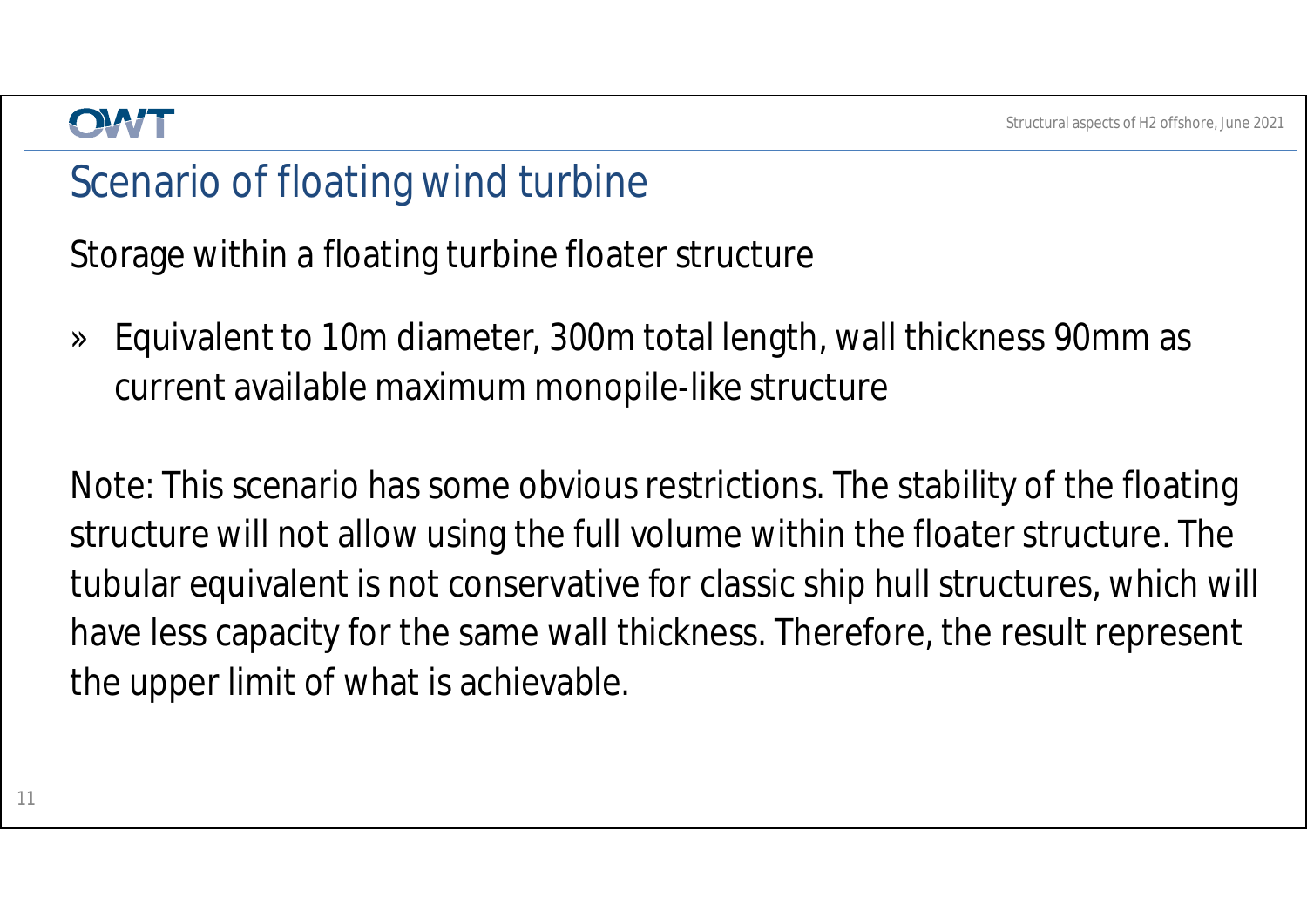# Scenario of floating wind turbine

Storage within a floating turbine floater structure

» Equivalent to 10m diameter, 300m total length, wall thickness 90mm as current available maximum monopile-like structure

Note: This scenario has some obvious restrictions. The stability of the floating structure will not allow using the full volume within the floater structure. The tubular equivalent is not conservative for classic ship hull structures, which will have less capacity for the same wall thickness. Therefore, the result represent the upper limit of what is achievable.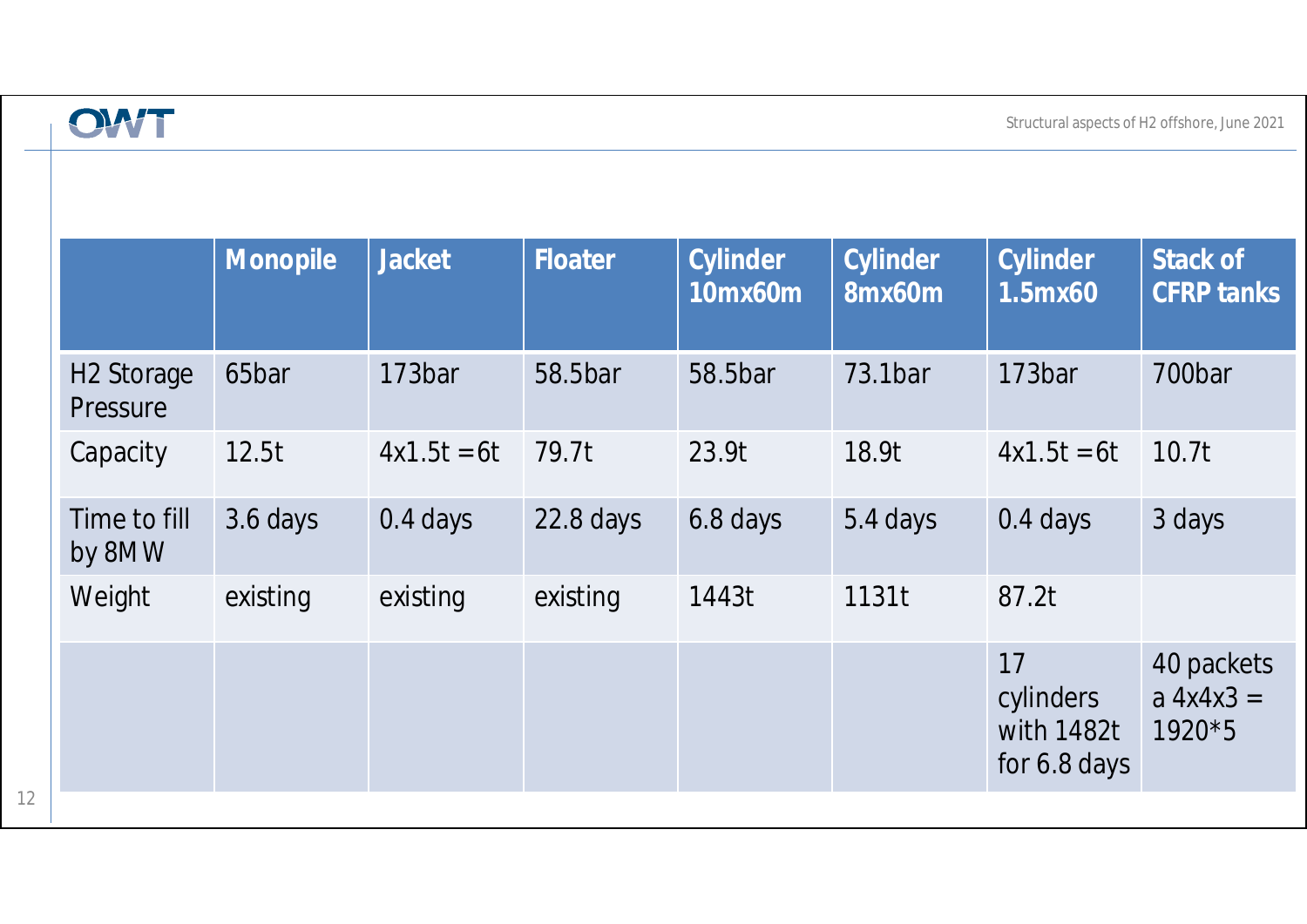| | Monopile | Jacket | Floater | Cylinder 10mx60m | Cylinder 8mx60m | Cylinder 1.5mx60 | Stack of CFRP tanks |
|---|---|---|---|---|---|---|---|
| $H_2$ Storage Pressure | 65bar | 173bar | 58.5bar | 58.5bar | 73.1bar | 173bar | 700bar |
| Capacity | 12.5t | 4x1.5t =6t | 79.7t | 23.9t | 18.9t | 4x1.5t =6t | 10.7t |
| Time to fill by 8MW | 3.6 days | 0.4 days | 22.8 days | 6.8 days | 5.4 days | 0.4 days | 3 days |
| Weight | existing | existing | existing | 1443t | 1131t | 87.2t | |
| | | | | | | 17 cylinders with 1482t for 6.8 days | 40 packets a 4x4x3 = 1920*5 |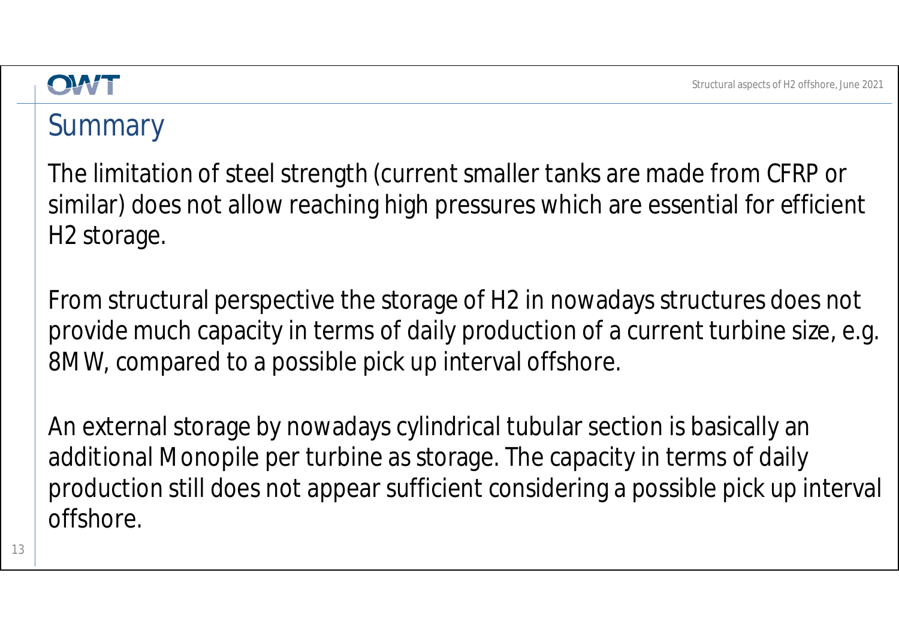## Summary

The limitation of steel strength (current smaller tanks are made from CFRP or similar) does not allow reaching high pressures which are essential for efficient H2 storage.

From structural perspective the storage of H2 in nowadays structures does not provide much capacity in terms of daily production of a current turbine size, e.g. 8MW, compared to a possible pick up interval offshore.

An external storage by nowadays cylindrical tubular section is basically an additional Monopile per turbine as storage. The capacity in terms of daily production still does not appear sufficient considering a possible pick up interval offshore.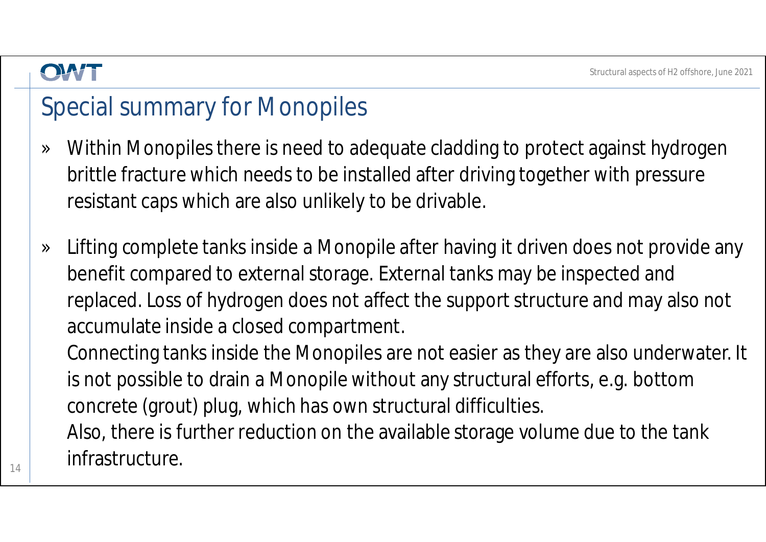# Special summary for Monopiles

- Within Monopiles there is need to adequate cladding to protect against hydrogen brittle fracture which needs to be installed after driving together with pressure resistant caps which are also unlikely to be drivable.

- Lifting complete tanks inside a Monopile after having it driven does not provide any benefit compared to external storage. External tanks may be inspected and replaced. Loss of hydrogen does not affect the support structure and may also not accumulate inside a closed compartment.
  Connecting tanks inside the Monopiles are not easier as they are also underwater. It is not possible to drain a Monopile without any structural efforts, e.g. bottom concrete (grout) plug, which has own structural difficulties.
  Also, there is further reduction on the available storage volume due to the tank infrastructure.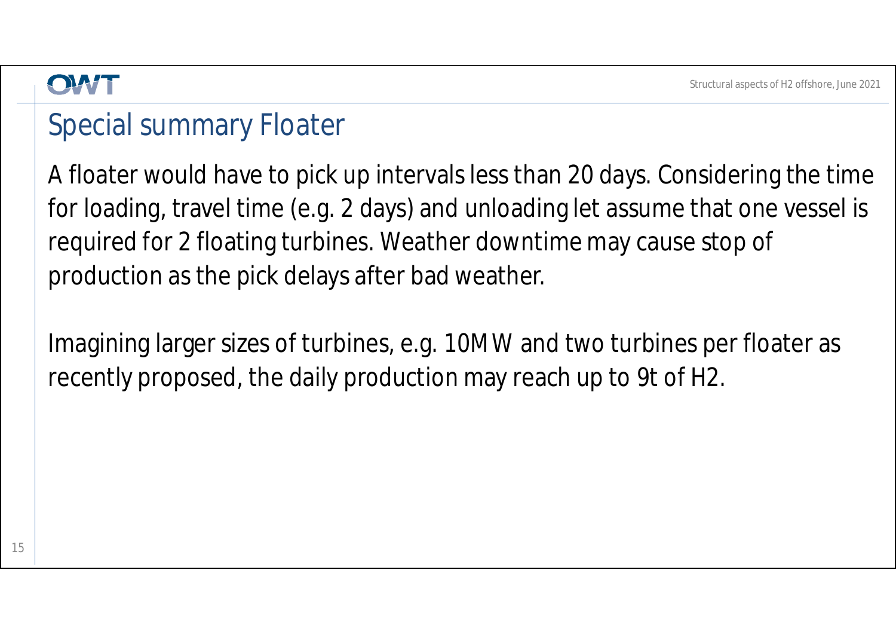# Special summary Floater

A floater would have to pick up intervals less than 20 days. Considering the time for loading, travel time (e.g. 2 days) and unloading let assume that one vessel is required for 2 floating turbines. Weather downtime may cause stop of production as the pick delays after bad weather.

Imagining larger sizes of turbines, e.g. 10MW and two turbines per floater as recently proposed, the daily production may reach up to 9t of H2.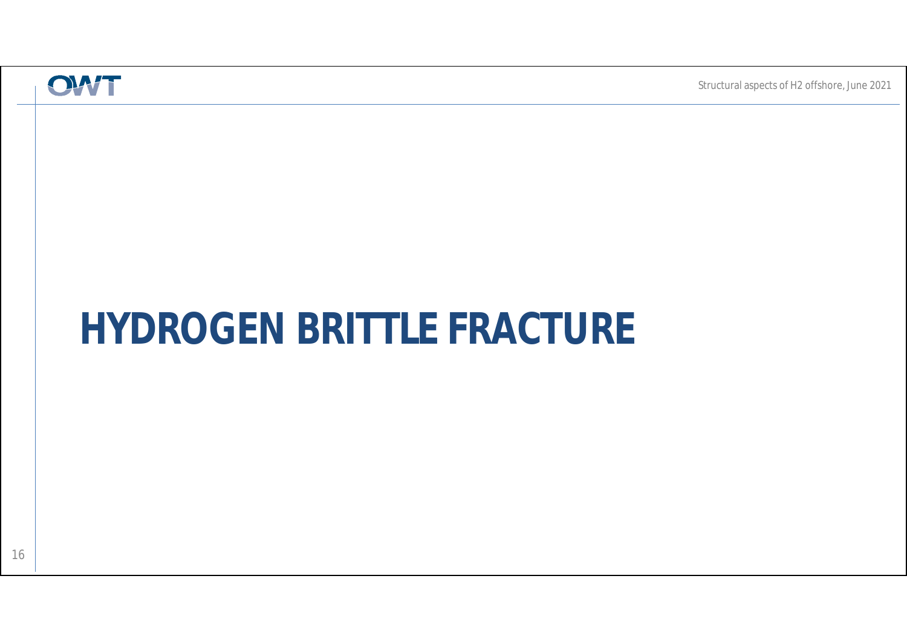# HYDROGEN BRITTLE FRACTURE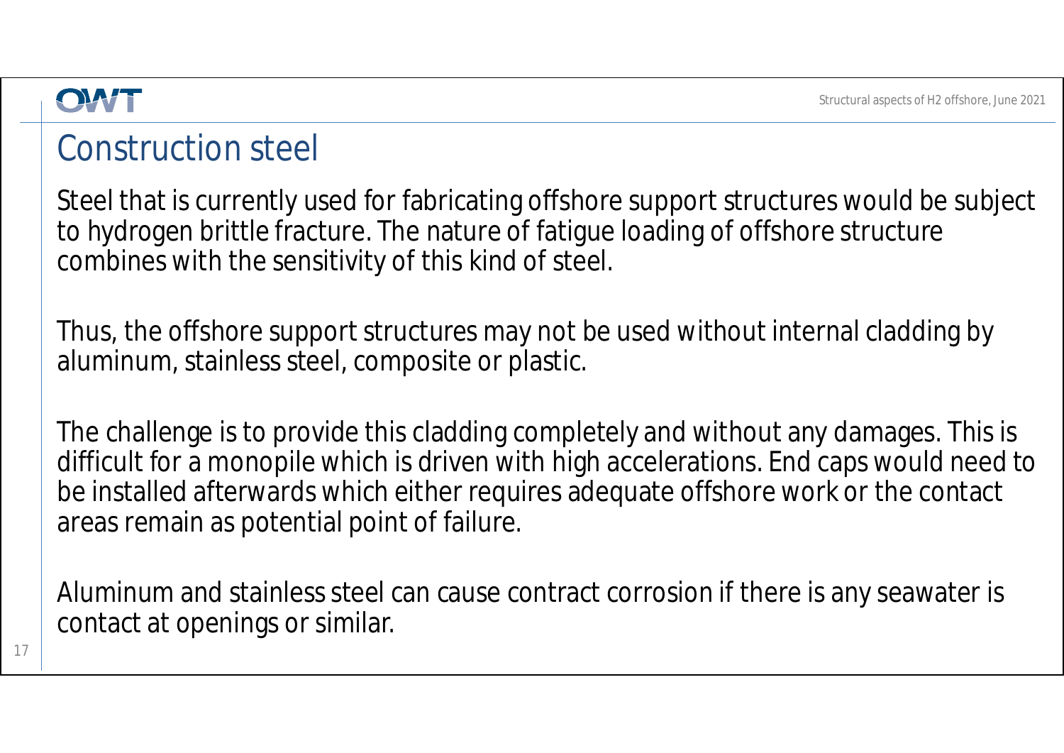# Construction steel

Steel that is currently used for fabricating offshore support structures would be subject to hydrogen brittle fracture. The nature of fatigue loading of offshore structure combines with the sensitivity of this kind of steel.

Thus, the offshore support structures may not be used without internal cladding by aluminum, stainless steel, composite or plastic.

The challenge is to provide this cladding completely and without any damages. This is difficult for a monopile which is driven with high accelerations. End caps would need to be installed afterwards which either requires adequate offshore work or the contact areas remain as potential point of failure.

Aluminum and stainless steel can cause contract corrosion if there is any seawater is contact at openings or similar.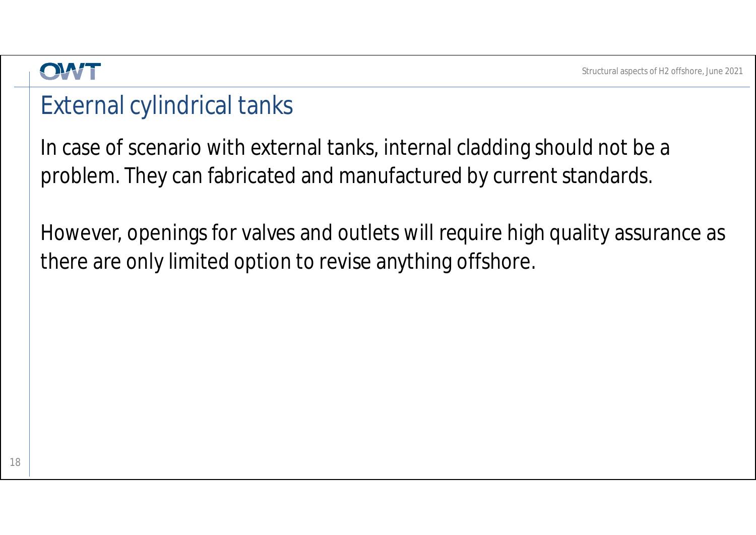# External cylindrical tanks

In case of scenario with external tanks, internal cladding should not be a problem. They can fabricated and manufactured by current standards.

However, openings for valves and outlets will require high quality assurance as there are only limited option to revise anything offshore.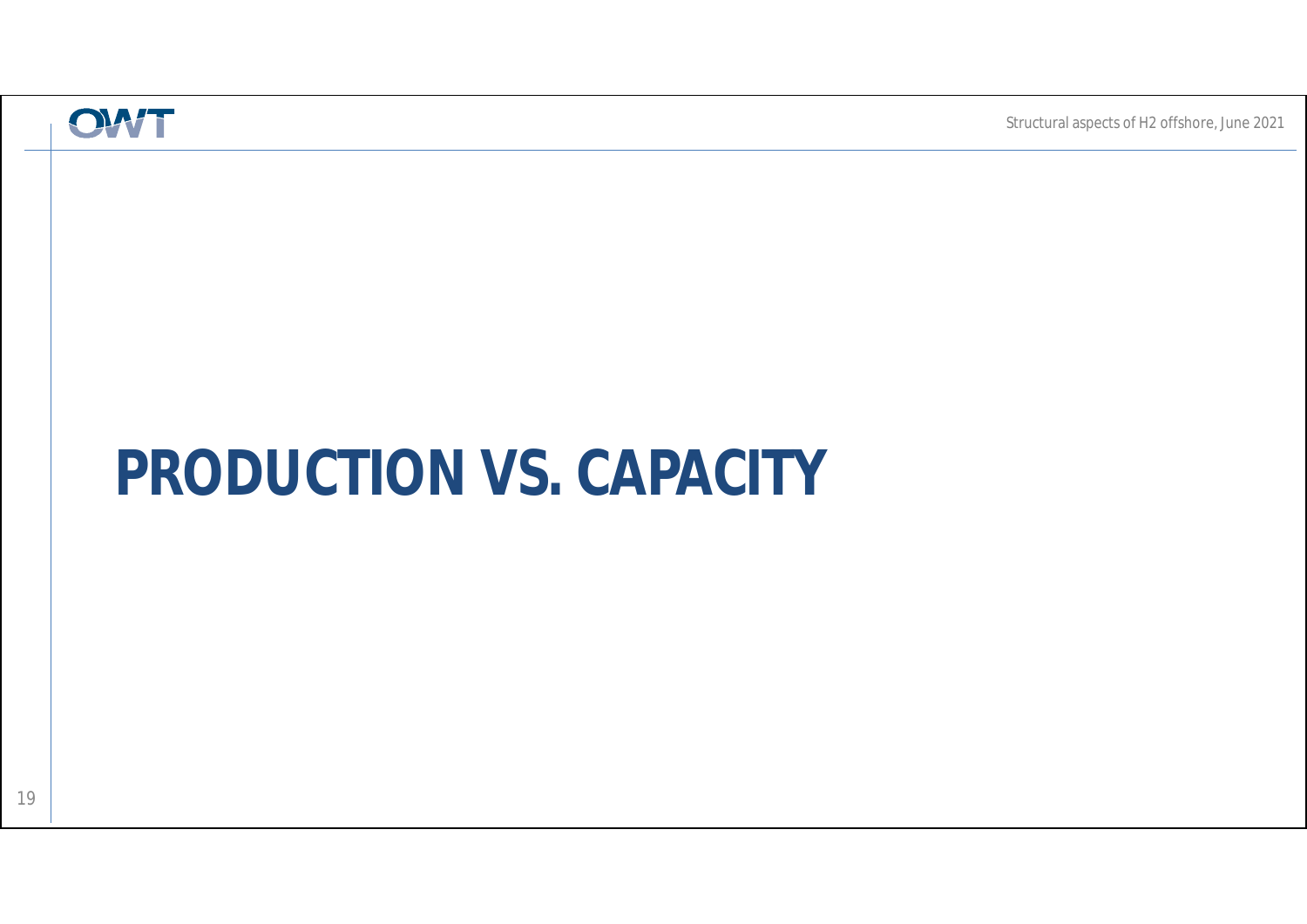# PRODUCTION VS. CAPACITY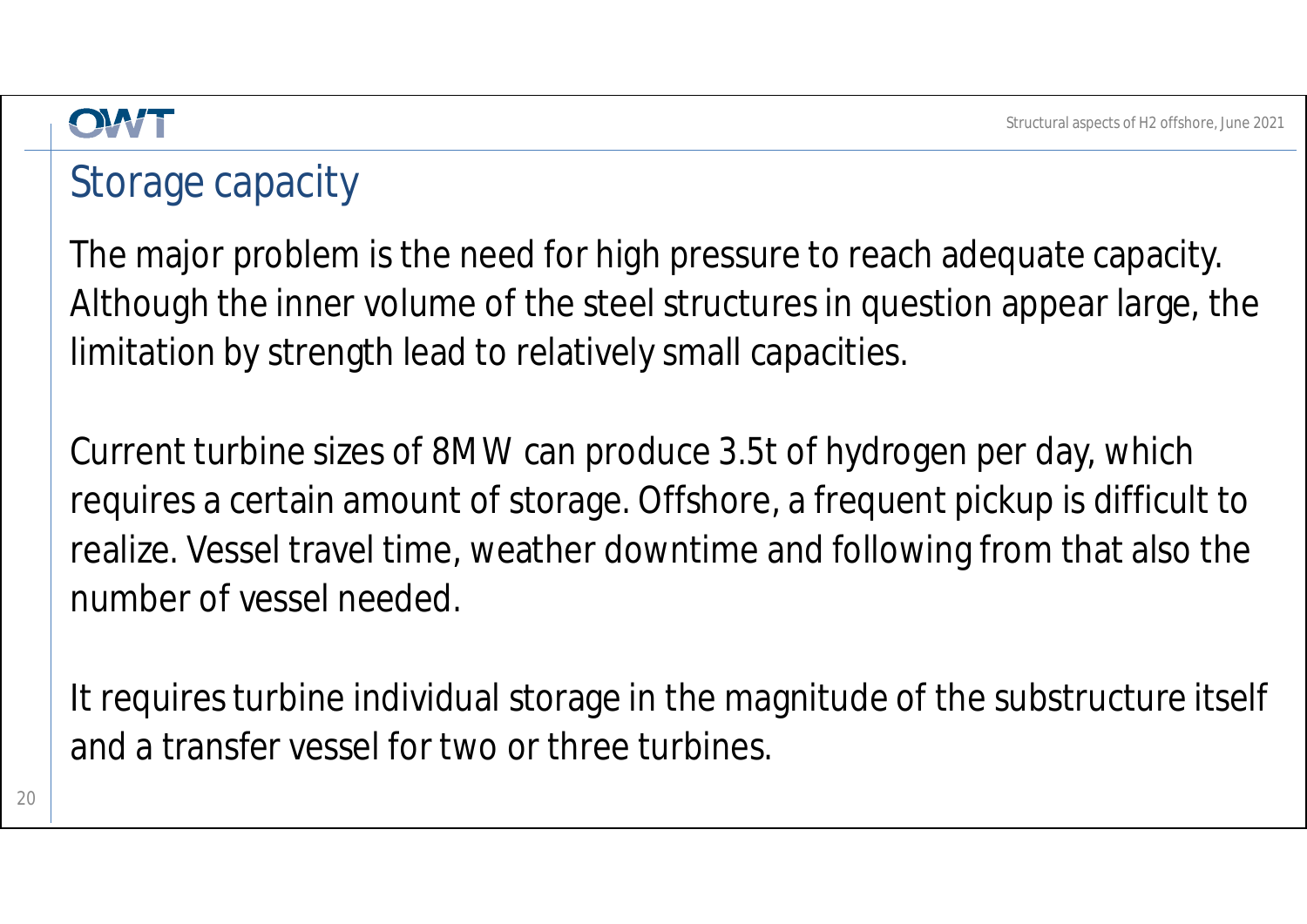# Storage capacity

The major problem is the need for high pressure to reach adequate capacity. Although the inner volume of the steel structures in question appear large, the limitation by strength lead to relatively small capacities.

Current turbine sizes of 8MW can produce 3.5t of hydrogen per day, which requires a certain amount of storage. Offshore, a frequent pickup is difficult to realize. Vessel travel time, weather downtime and following from that also the number of vessel needed.

It requires turbine individual storage in the magnitude of the substructure itself and a transfer vessel for two or three turbines.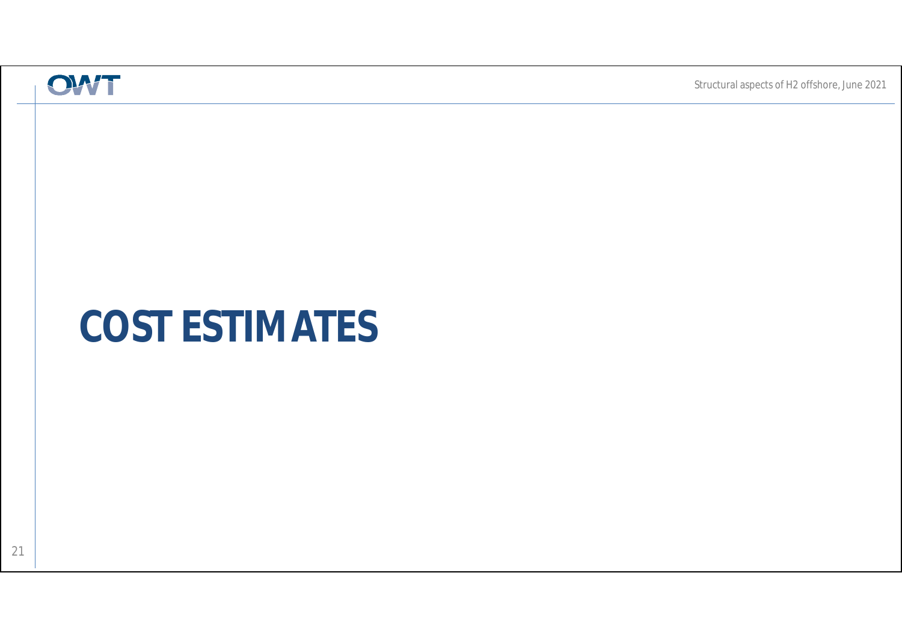# COST ESTIMATES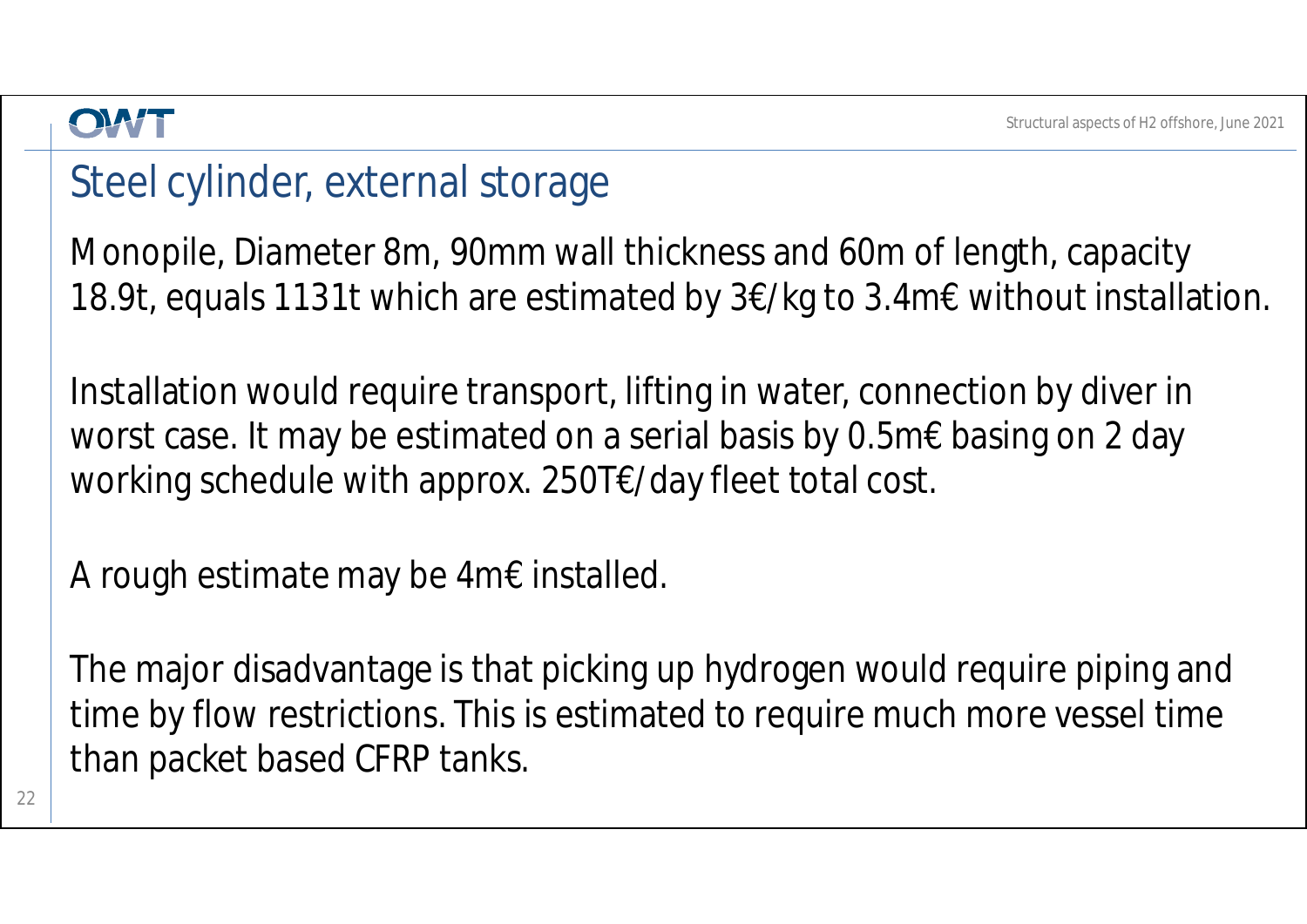# Steel cylinder, external storage

Monopile, Diameter 8m, 90mm wall thickness and 60m of length, capacity 18.9t, equals 1131t which are estimated by 3€/kg to 3.4m€ without installation.

Installation would require transport, lifting in water, connection by diver in worst case. It may be estimated on a serial basis by 0.5m€ basing on 2 day working schedule with approx. 250T€/day fleet total cost.

A rough estimate may be 4m€ installed.

The major disadvantage is that picking up hydrogen would require piping and time by flow restrictions. This is estimated to require much more vessel time than packet based CFRP tanks.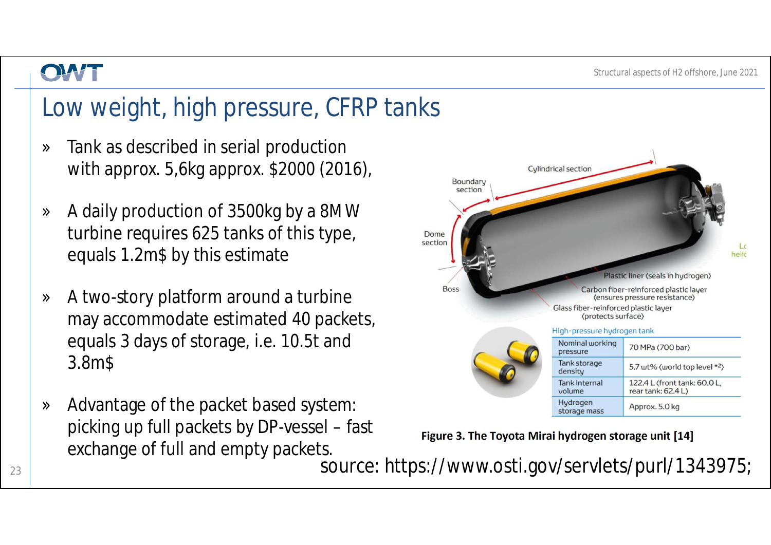# Low weight, high pressure, CFRP tanks

- Tank as described in serial production with approx. 5,6kg approx. $2000 (2016),
- A daily production of 3500kg by a 8MW turbine requires 625 tanks of this type, equals 1.2m$ by this estimate
- A two-story platform around a turbine may accommodate estimated 40 packets, equals 3 days of storage, i.e. 10.5t and 3.8m$
- Advantage of the packet based system: picking up full packets by DP-vessel – fast exchange of full and empty packets.

Cylindrical section

Boundary section

Dome section

Boss

Plastic liner (seals in hydrogen)

Carbon fiber-reinforced plastic layer (ensures pressure resistance)

Glass fiber-reinforced plastic layer (protects surface)

High-pressure hydrogen tank

| | |
|---|---|
| Nominal working pressure | 70 MPa (700 bar) |
| Tank storage density | 5.7 wt% (world top level *2) |
| Tank internal volume | 122.4 L (front tank: 60.0 L, rear tank: 62.4 L) |
| Hydrogen storage mass | Approx. 5.0 kg |

**Figure 3. The Toyota Mirai hydrogen storage unit [14]**

source: https://www.osti.gov/servlets/purl/1343975;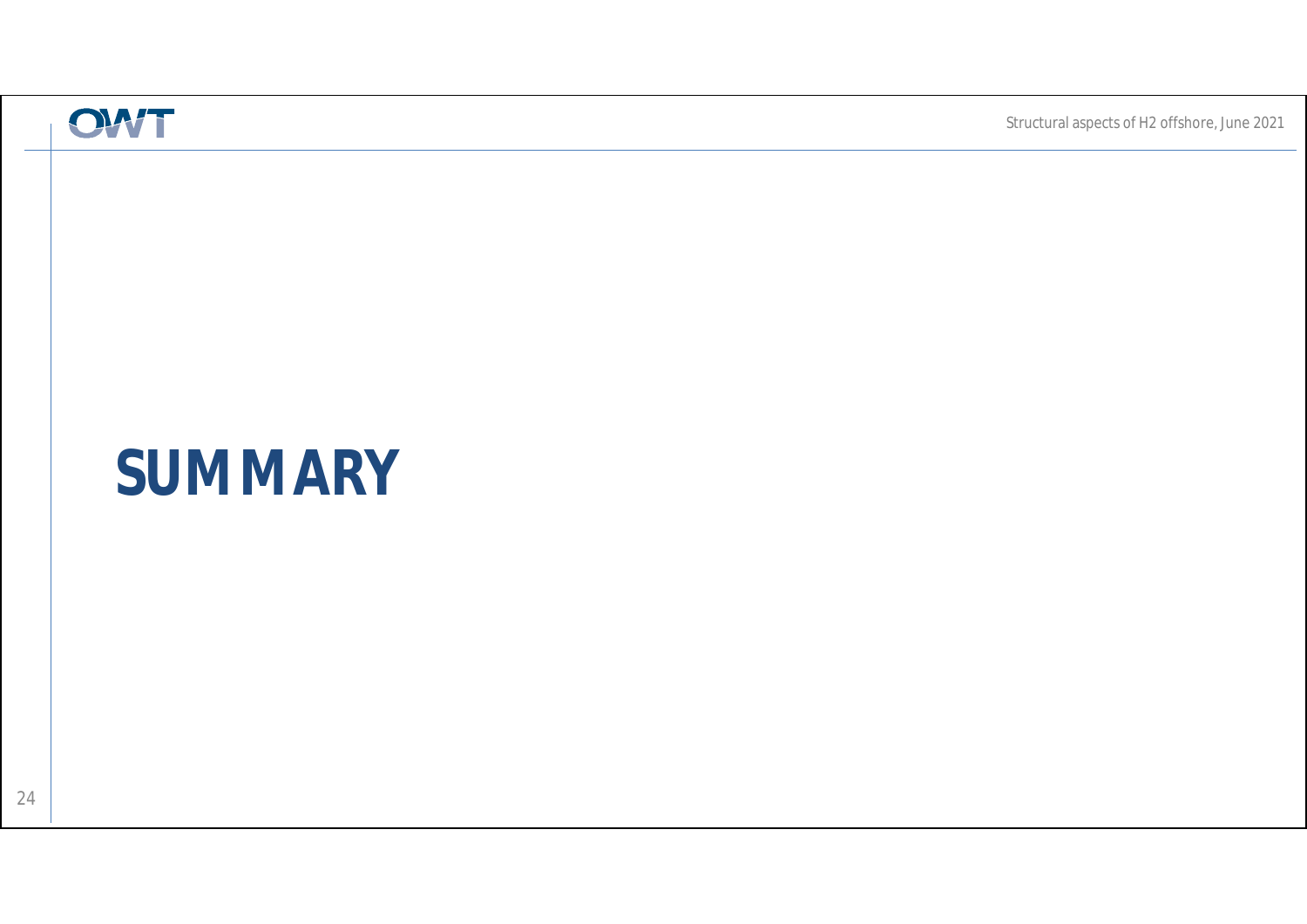# SUMMARY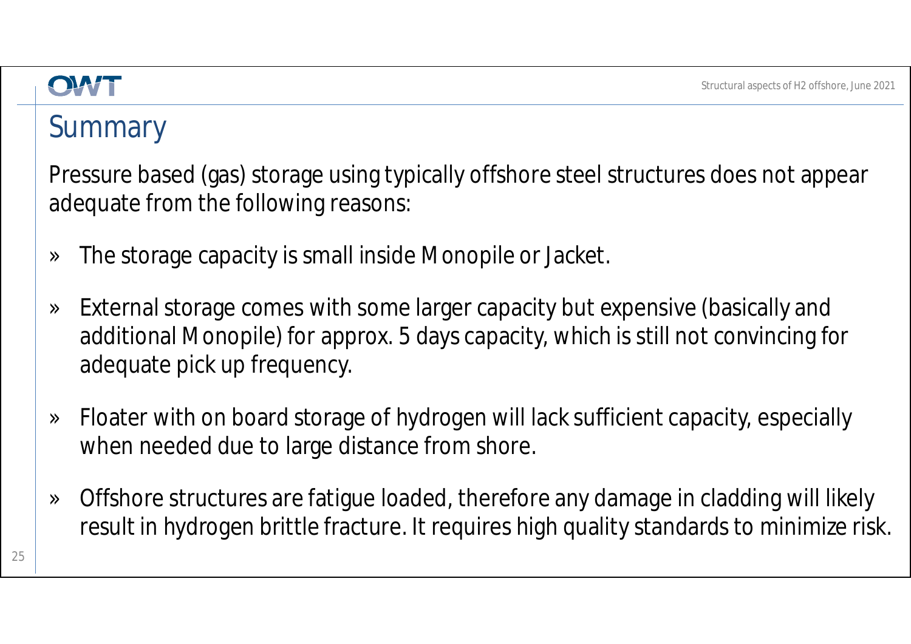# Summary

Pressure based (gas) storage using typically offshore steel structures does not appear adequate from the following reasons:

» The storage capacity is small inside Monopile or Jacket.

» External storage comes with some larger capacity but expensive (basically and additional Monopile) for approx. 5 days capacity, which is still not convincing for adequate pick up frequency.

» Floater with on board storage of hydrogen will lack sufficient capacity, especially when needed due to large distance from shore.

» Offshore structures are fatigue loaded, therefore any damage in cladding will likely result in hydrogen brittle fracture. It requires high quality standards to minimize risk.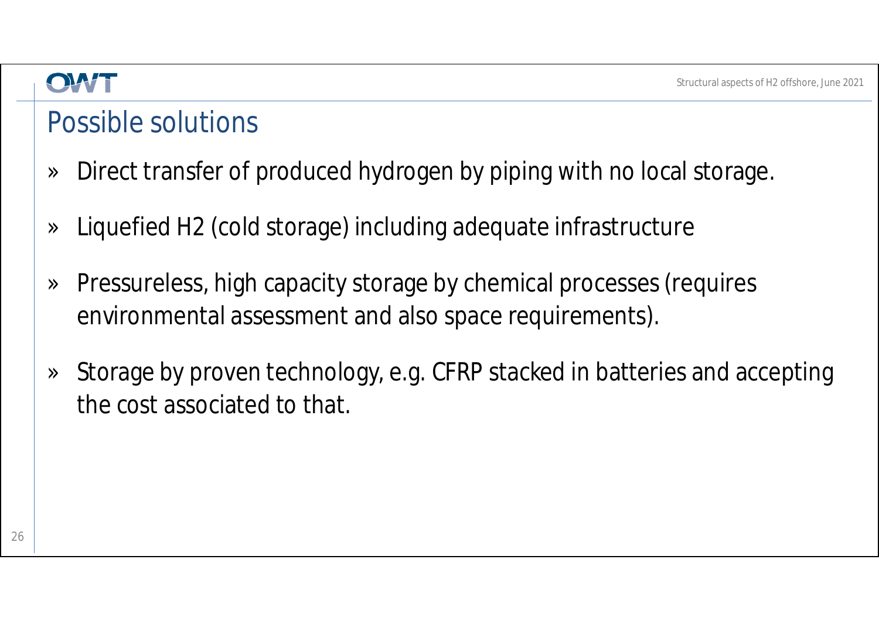## Possible solutions

- Direct transfer of produced hydrogen by piping with no local storage.
- Liquefied H2 (cold storage) including adequate infrastructure
- Pressureless, high capacity storage by chemical processes (requires environmental assessment and also space requirements).
- Storage by proven technology, e.g. CFRP stacked in batteries and accepting the cost associated to that.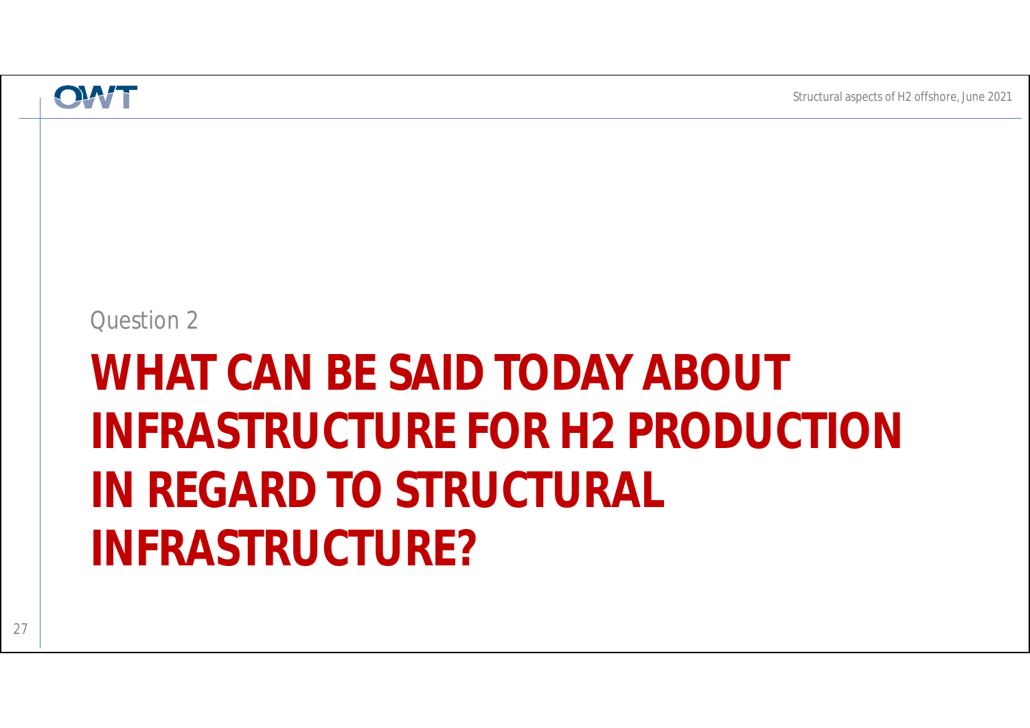Question 2

# WHAT CAN BE SAID TODAY ABOUT INFRASTRUCTURE FOR H2 PRODUCTION IN REGARD TO STRUCTURAL INFRASTRUCTURE?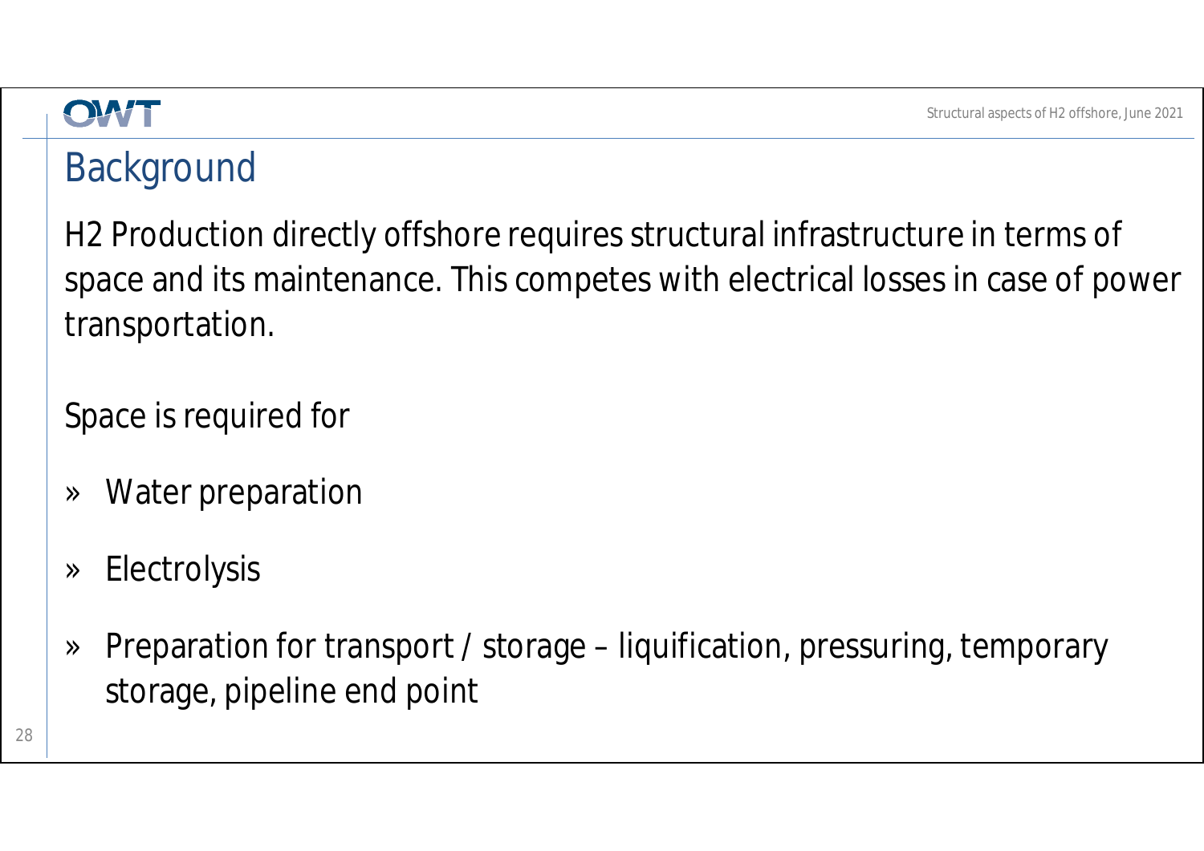## Background

H2 Production directly offshore requires structural infrastructure in terms of space and its maintenance. This competes with electrical losses in case of power transportation.

Space is required for

- Water preparation
- Electrolysis
- Preparation for transport / storage – liquification, pressuring, temporary storage, pipeline end point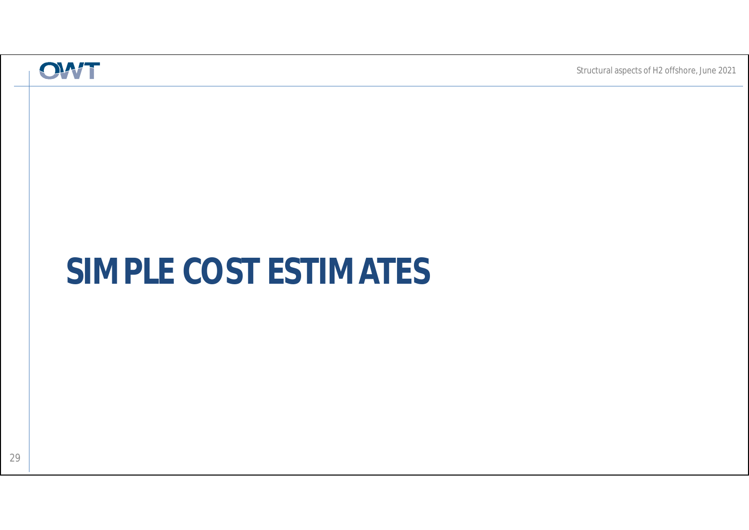# SIMPLE COST ESTIMATES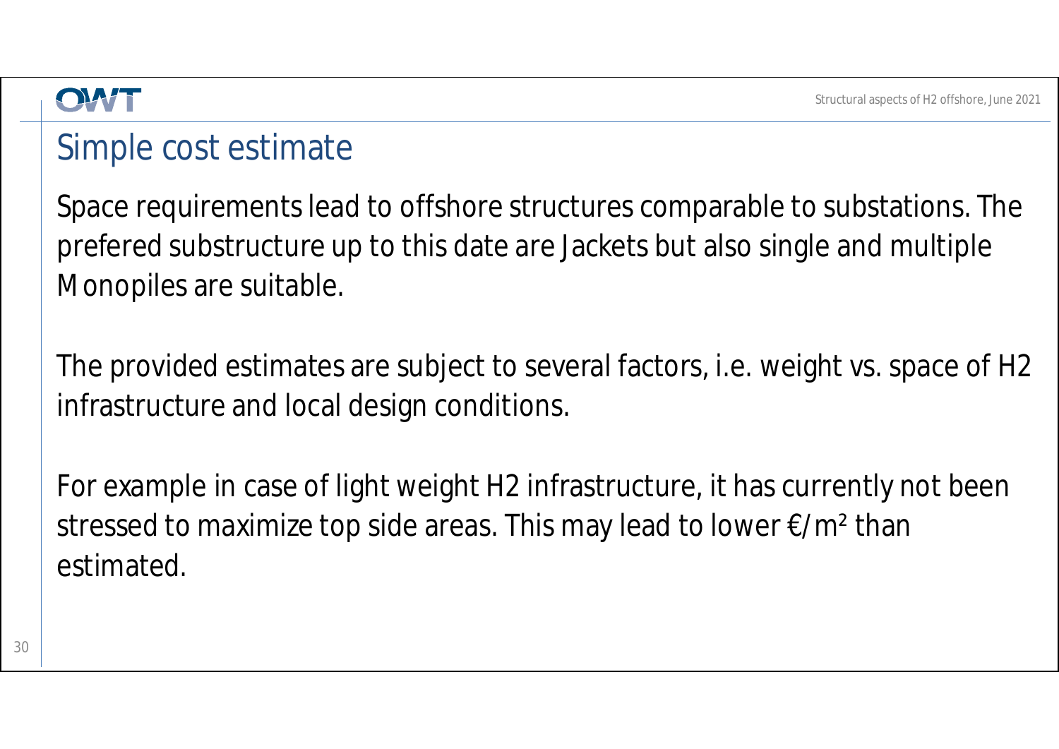## Simple cost estimate

Space requirements lead to offshore structures comparable to substations. The prefered substructure up to this date are Jackets but also single and multiple Monopiles are suitable.

The provided estimates are subject to several factors, i.e. weight vs. space of H2 infrastructure and local design conditions.

For example in case of light weight H2 infrastructure, it has currently not been stressed to maximize top side areas. This may lead to lower €/m² than estimated.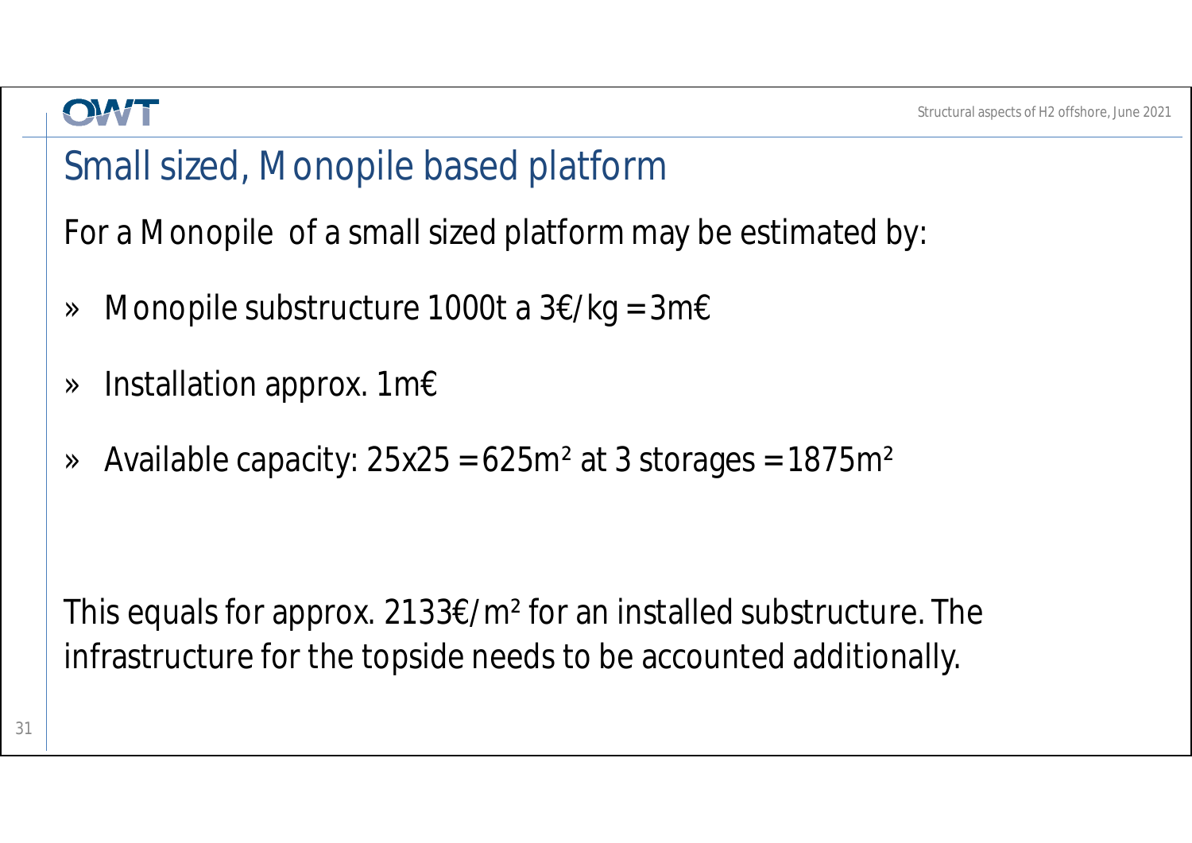## Small sized, Monopile based platform

For a Monopile of a small sized platform may be estimated by:

- Monopile substructure 1000t a 3€/kg = 3m€
- Installation approx. 1m€
- Available capacity: 25x25 = 625m² at 3 storages = 1875m²

This equals for approx. 2133€/m² for an installed substructure. The infrastructure for the topside needs to be accounted additionally.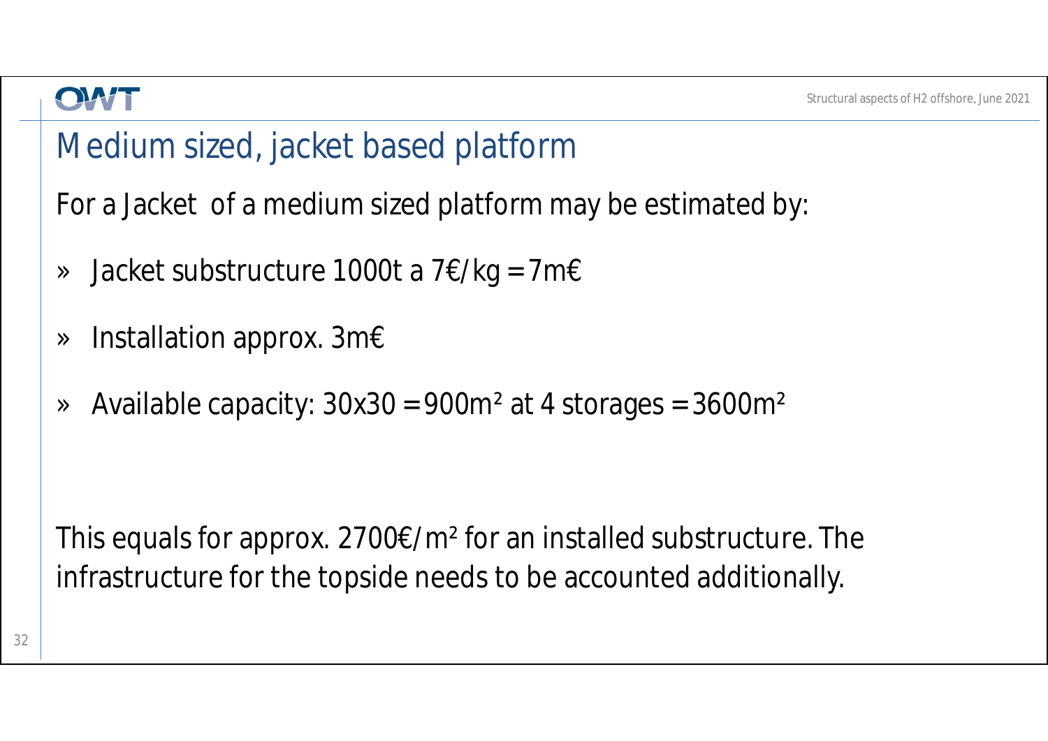# Medium sized, jacket based platform

For a Jacket of a medium sized platform may be estimated by:

- Jacket substructure 1000t a 7€/kg = 7m€
- Installation approx. 3m€
- Available capacity: 30x30 = 900m² at 4 storages = 3600m²

This equals for approx. 2700€/m² for an installed substructure. The infrastructure for the topside needs to be accounted additionally.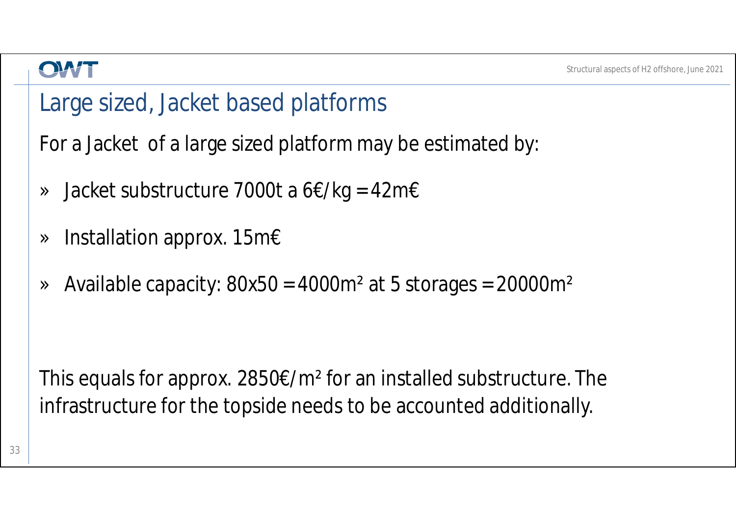# Large sized, Jacket based platforms

For a Jacket of a large sized platform may be estimated by:

- Jacket substructure 7000t a 6€/kg = 42m€
- Installation approx. 15m€
- Available capacity: 80x50 = 4000m² at 5 storages = 20000m²

This equals for approx. 2850€/m² for an installed substructure. The infrastructure for the topside needs to be accounted additionally.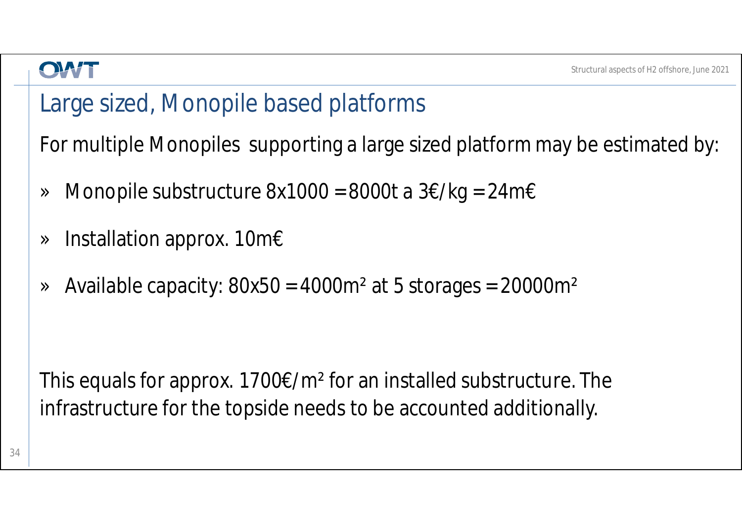# Large sized, Monopile based platforms

For multiple Monopiles supporting a large sized platform may be estimated by:

- Monopile substructure 8x1000 = 8000t a 3€/kg = 24m€
- Installation approx. 10m€
- Available capacity: 80x50 = 4000m² at 5 storages = 20000m²

This equals for approx. 1700€/m² for an installed substructure. The infrastructure for the topside needs to be accounted additionally.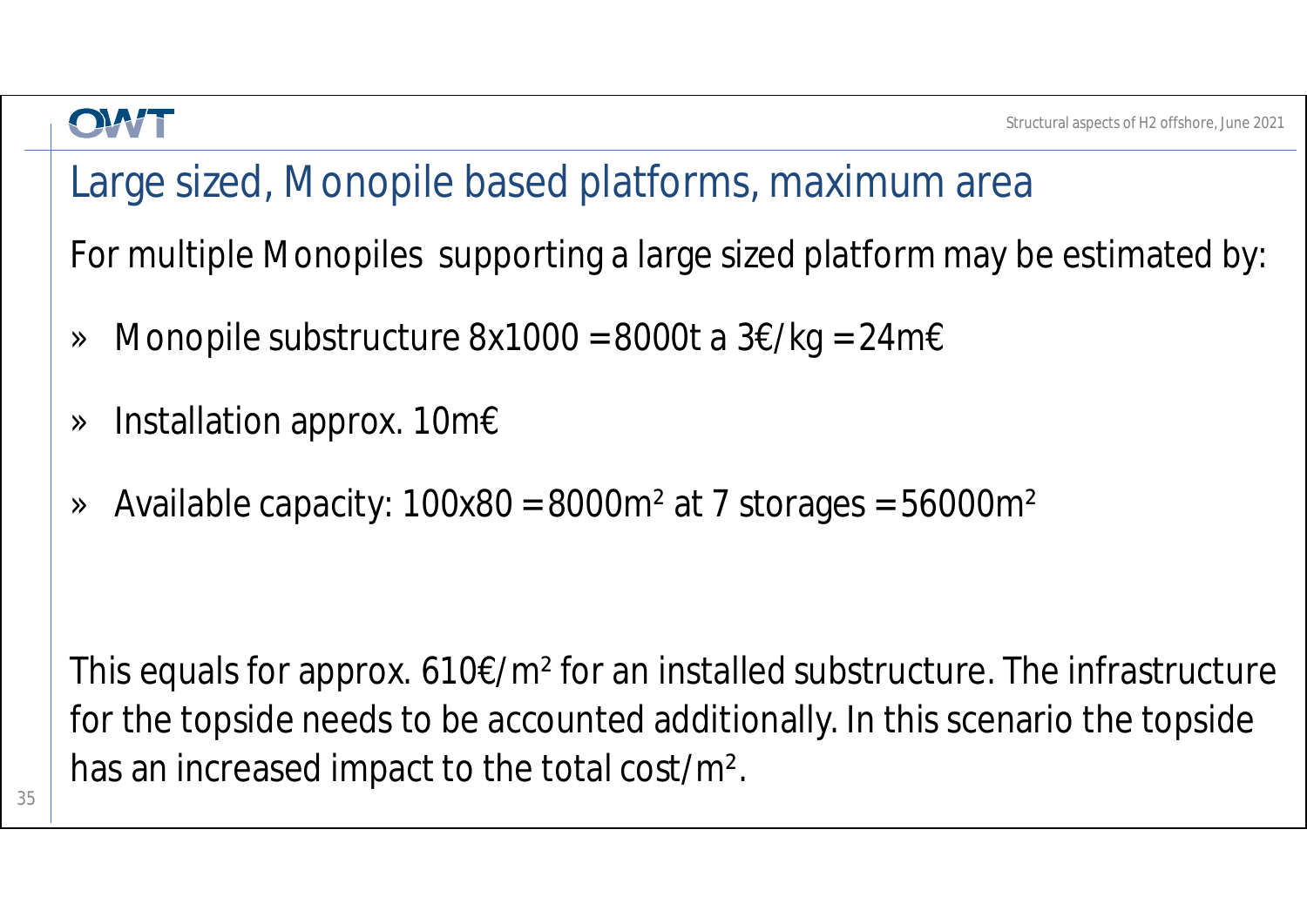# Large sized, Monopile based platforms, maximum area

For multiple Monopiles supporting a large sized platform may be estimated by:

- Monopile substructure 8x1000 = 8000t a 3€/kg = 24m€
- Installation approx. 10m€
- Available capacity: 100x80 = 8000m² at 7 storages = 56000m²

This equals for approx. 610€/m² for an installed substructure. The infrastructure for the topside needs to be accounted additionally. In this scenario the topside has an increased impact to the total cost/m².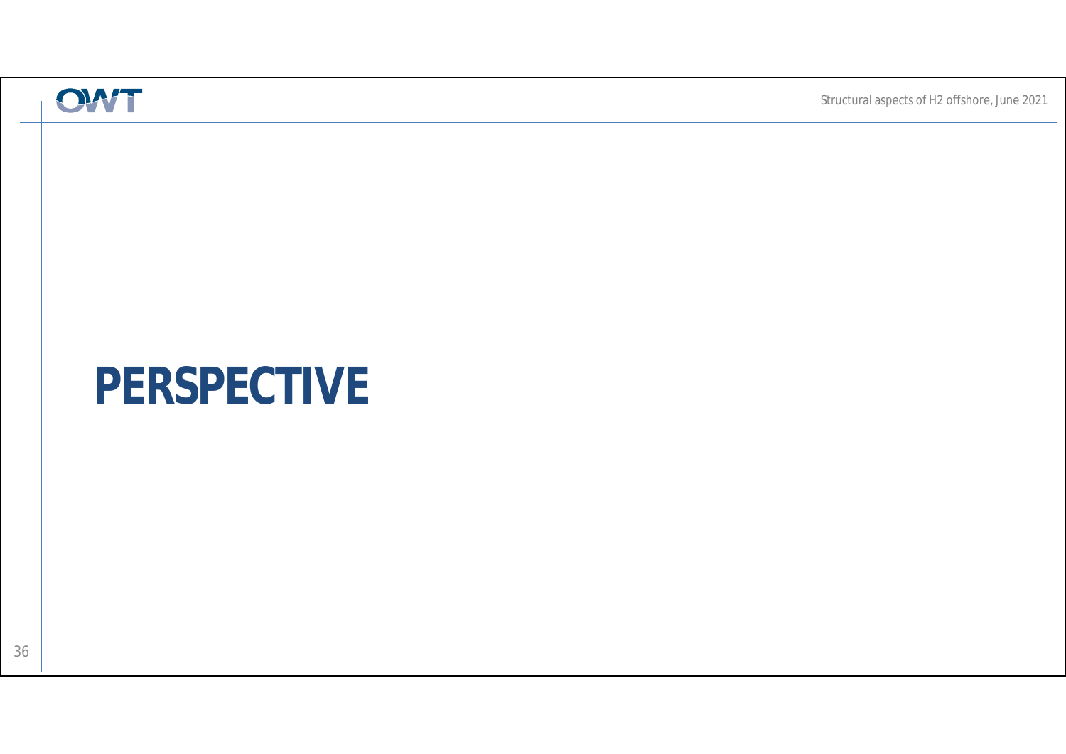# PERSPECTIVE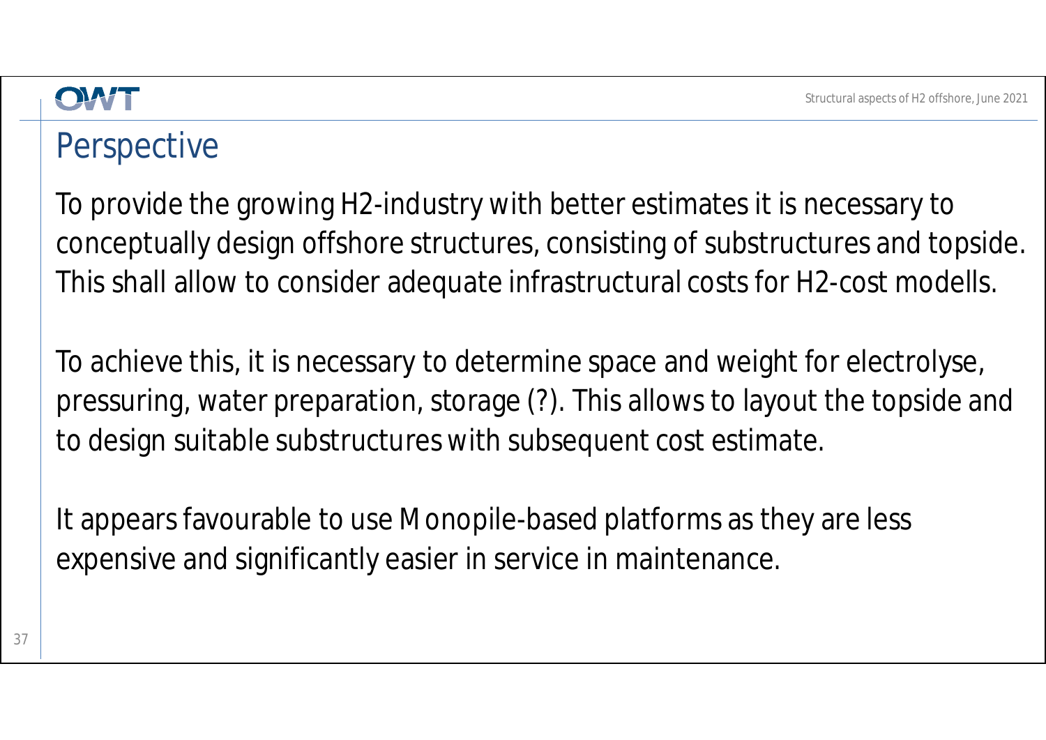# Perspective

To provide the growing H2-industry with better estimates it is necessary to conceptually design offshore structures, consisting of substructures and topside. This shall allow to consider adequate infrastructural costs for H2-cost modells.

To achieve this, it is necessary to determine space and weight for electrolyse, pressuring, water preparation, storage (?). This allows to layout the topside and to design suitable substructures with subsequent cost estimate.

It appears favourable to use Monopile-based platforms as they are less expensive and significantly easier in service in maintenance.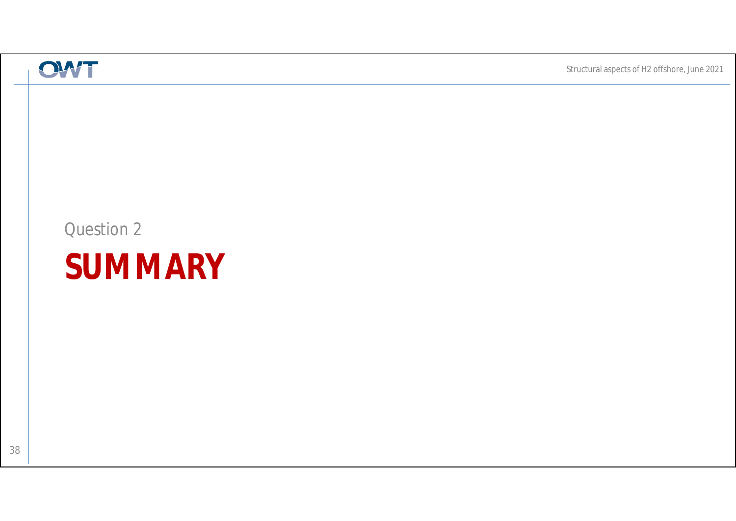Question 2

# SUMMARY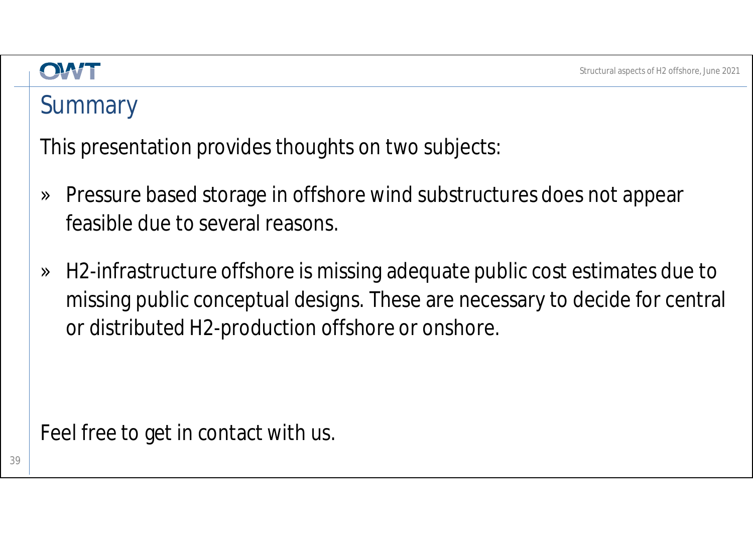## Summary

This presentation provides thoughts on two subjects:

» Pressure based storage in offshore wind substructures does not appear feasible due to several reasons.

» H2-infrastructure offshore is missing adequate public cost estimates due to missing public conceptual designs. These are necessary to decide for central or distributed H2-production offshore or onshore.

Feel free to get in contact with us.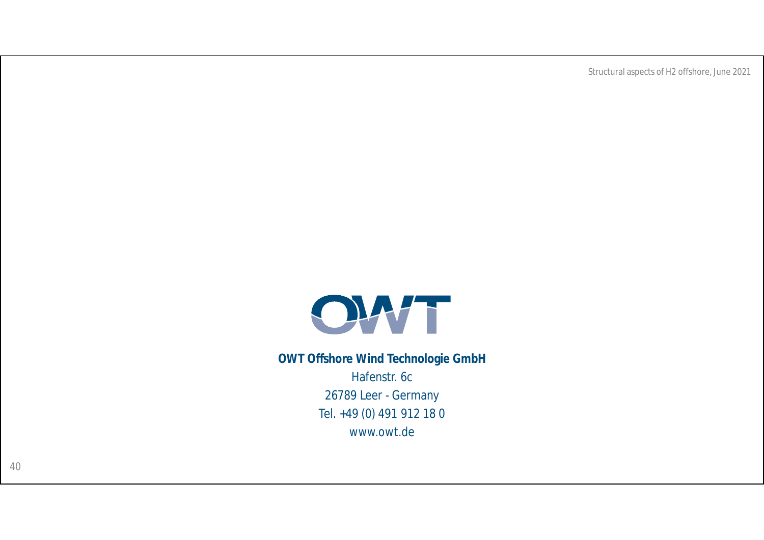**OWT Offshore Wind Technologie GmbH**

Hafenstr. 6c

26789 Leer - Germany

Tel. +49 (0) 491 912 18 0

www.owt.de